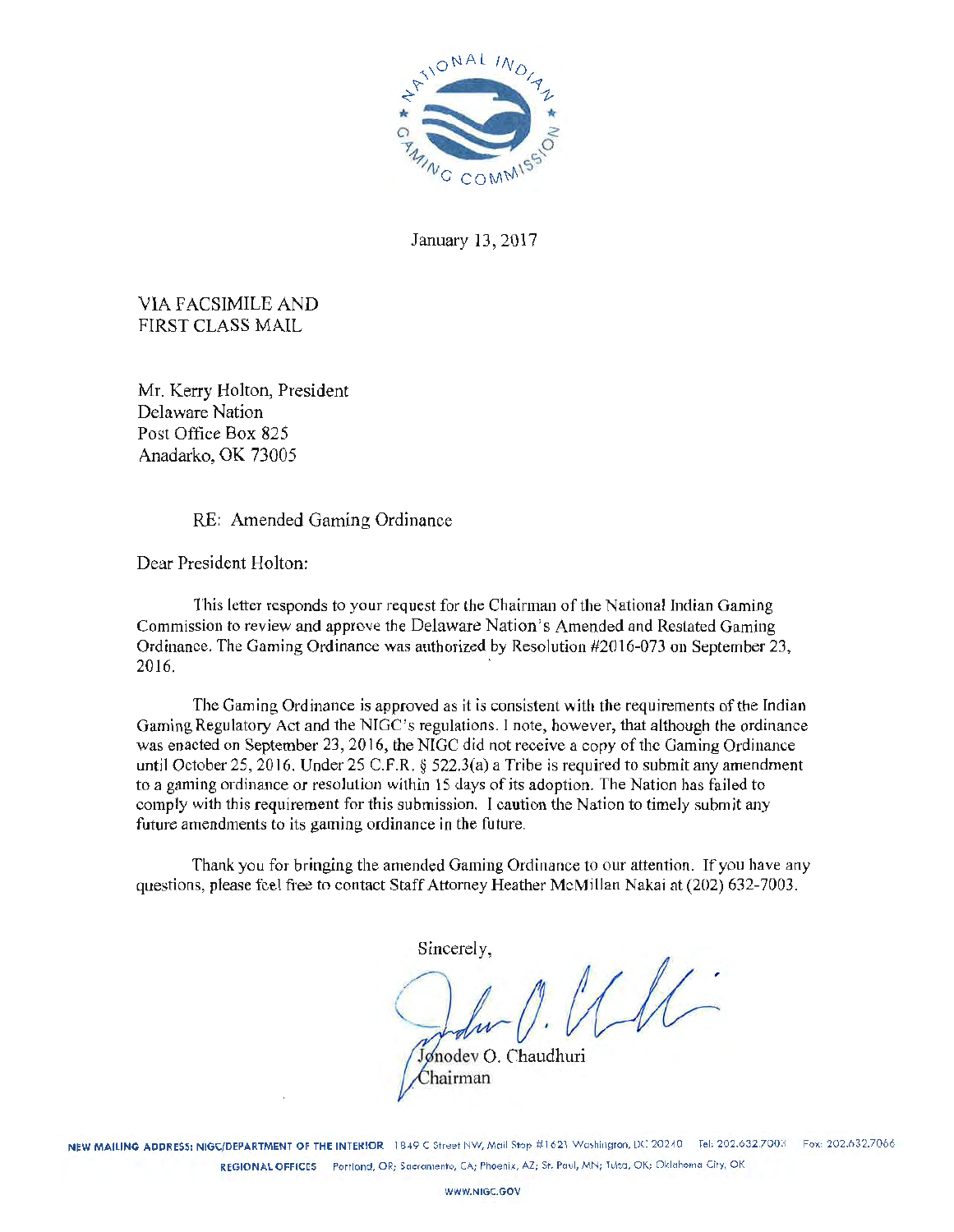January 13, 2017

VIA FACSIMILE AND
FIRST CLASS MAIL

Mr. Kerry Holton, President
Delaware Nation
Post Office Box 825
Anadarko, OK 73005

RE: Amended Gaming Ordinance

Dear President Holton:

This letter responds to your request for the Chairman of the National Indian Gaming Commission to review and approve the Delaware Nation's Amended and Restated Gaming Ordinance. The Gaming Ordinance was authorized by Resolution #2016-073 on September 23, 2016.

The Gaming Ordinance is approved as it is consistent with the requirements of the Indian Gaming Regulatory Act and the NIGC's regulations. I note, however, that although the ordinance was enacted on September 23, 2016, the NIGC did not receive a copy of the Gaming Ordinance until October 25, 2016. Under 25 C.F.R. § 522.3(a) a Tribe is required to submit any amendment to a gaming ordinance or resolution within 15 days of its adoption. The Nation has failed to comply with this requirement for this submission. I caution the Nation to timely submit any future amendments to its gaming ordinance in the future.

Thank you for bringing the amended Gaming Ordinance to our attention. If you have any questions, please feel free to contact Staff Attorney Heather McMillan Nakai at (202) 632-7003.

Sincerely,

Jonodev O. Chaudhuri
Chairman

NEW MAILING ADDRESS: NIGC/DEPARTMENT OF THE INTERIOR 1849 C Street NW, Mail Stop #1621 Washington, DC 20240 Tel: 202.632.7003 Fax: 202.632.7066
REGIONAL OFFICES Portland, OR; Sacramento, CA; Phoenix, AZ; St. Paul, MN; Tulsa, OK; Oklahoma City, OK
WWW.NIGC.GOV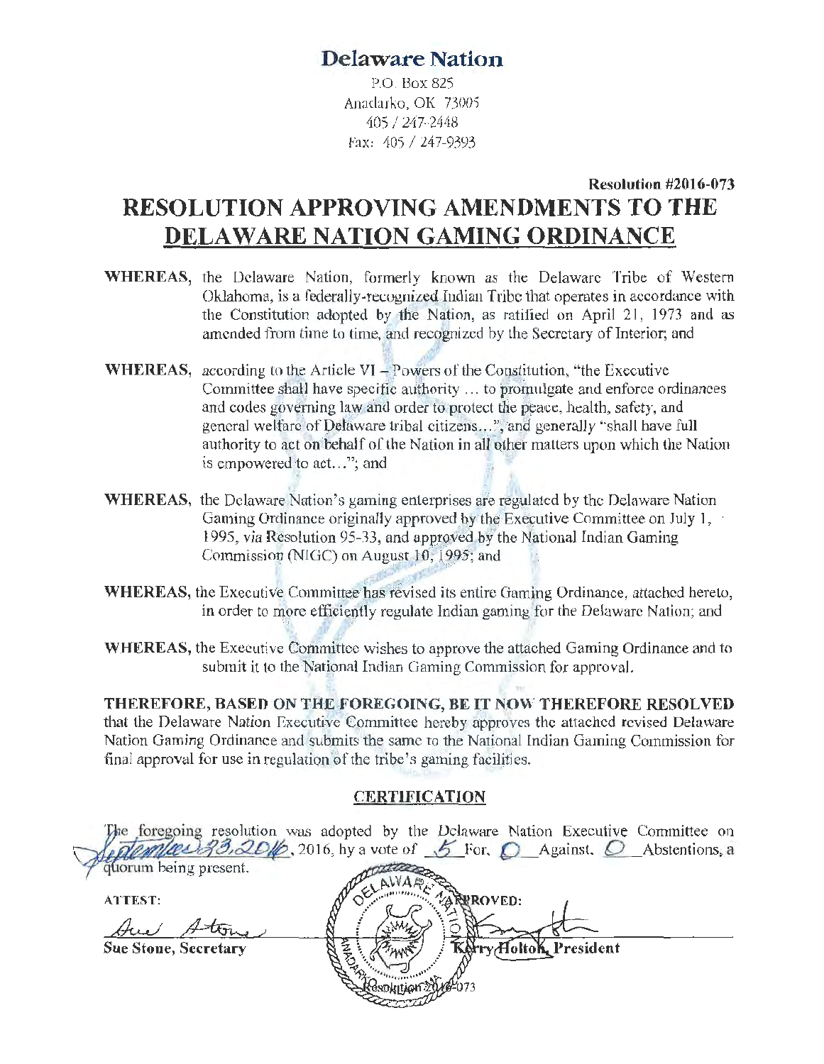# Delaware Nation

P.O. Box 825
Anadarko, OK 73005
405 / 247-2448
Fax: 405 / 247-9393

**Resolution #2016-073**

# RESOLUTION APPROVING AMENDMENTS TO THE DELAWARE NATION GAMING ORDINANCE

**WHEREAS,** the Delaware Nation, formerly known as the Delaware Tribe of Western Oklahoma, is a federally-recognized Indian Tribe that operates in accordance with the Constitution adopted by the Nation, as ratified on April 21, 1973 and as amended from time to time, and recognized by the Secretary of Interior; and

**WHEREAS,** according to the Article VI – Powers of the Constitution, "the Executive Committee shall have specific authority … to promulgate and enforce ordinances and codes governing law and order to protect the peace, health, safety, and general welfare of Delaware tribal citizens…", and generally "shall have full authority to act on behalf of the Nation in all other matters upon which the Nation is empowered to act…"; and

**WHEREAS,** the Delaware Nation's gaming enterprises are regulated by the Delaware Nation Gaming Ordinance originally approved by the Executive Committee on July 1, 1995, via Resolution 95-33, and approved by the National Indian Gaming Commission (NIGC) on August 10, 1995; and

**WHEREAS,** the Executive Committee has revised its entire Gaming Ordinance, attached hereto, in order to more efficiently regulate Indian gaming for the Delaware Nation; and

**WHEREAS,** the Executive Committee wishes to approve the attached Gaming Ordinance and to submit it to the National Indian Gaming Commission for approval.

**THEREFORE, BASED ON THE FOREGOING, BE IT NOW THEREFORE RESOLVED** that the Delaware Nation Executive Committee hereby approves the attached revised Delaware Nation Gaming Ordinance and submits the same to the National Indian Gaming Commission for final approval for use in regulation of the tribe's gaming facilities.

## CERTIFICATION

The foregoing resolution was adopted by the Delaware Nation Executive Committee on September 23, 2016, 2016, by a vote of 5 For, 0 Against, 0 Abstentions, a quorum being present.

ATTEST:

Sue Stone, Secretary

APPROVED:

Kerry Holton, President

Resolution 2016-073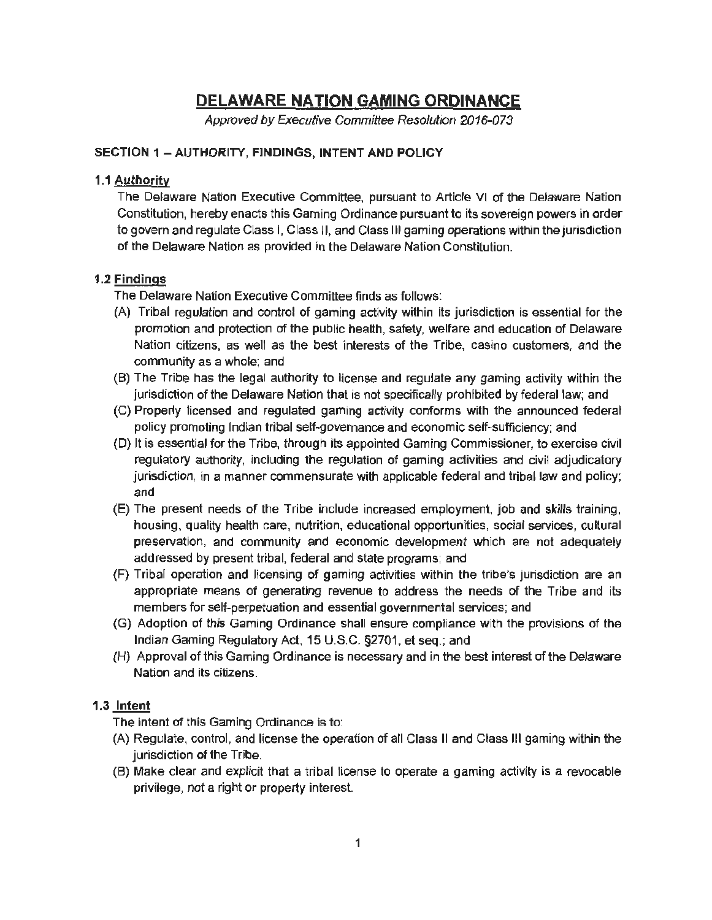# DELAWARE NATION GAMING ORDINANCE

*Approved by Executive Committee Resolution 2016-073*

## SECTION 1 – AUTHORITY, FINDINGS, INTENT AND POLICY

### 1.1 Authority

The Delaware Nation Executive Committee, pursuant to Article VI of the Delaware Nation Constitution, hereby enacts this Gaming Ordinance pursuant to its sovereign powers in order to govern and regulate Class I, Class II, and Class III gaming operations within the jurisdiction of the Delaware Nation as provided in the Delaware Nation Constitution.

### 1.2 Findings

The Delaware Nation Executive Committee finds as follows:

(A) Tribal regulation and control of gaming activity within its jurisdiction is essential for the promotion and protection of the public health, safety, welfare and education of Delaware Nation citizens, as well as the best interests of the Tribe, casino customers, and the community as a whole; and

(B) The Tribe has the legal authority to license and regulate any gaming activity within the jurisdiction of the Delaware Nation that is not specifically prohibited by federal law; and

(C) Properly licensed and regulated gaming activity conforms with the announced federal policy promoting Indian tribal self-governance and economic self-sufficiency; and

(D) It is essential for the Tribe, through its appointed Gaming Commissioner, to exercise civil regulatory authority, including the regulation of gaming activities and civil adjudicatory jurisdiction, in a manner commensurate with applicable federal and tribal law and policy; and

(E) The present needs of the Tribe include increased employment, job and skills training, housing, quality health care, nutrition, educational opportunities, social services, cultural preservation, and community and economic development which are not adequately addressed by present tribal, federal and state programs; and

(F) Tribal operation and licensing of gaming activities within the tribe's jurisdiction are an appropriate means of generating revenue to address the needs of the Tribe and its members for self-perpetuation and essential governmental services; and

(G) Adoption of this Gaming Ordinance shall ensure compliance with the provisions of the Indian Gaming Regulatory Act, 15 U.S.C. §2701, et seq.; and

(H) Approval of this Gaming Ordinance is necessary and in the best interest of the Delaware Nation and its citizens.

### 1.3 Intent

The intent of this Gaming Ordinance is to:

(A) Regulate, control, and license the operation of all Class II and Class III gaming within the jurisdiction of the Tribe.

(B) Make clear and explicit that a tribal license to operate a gaming activity is a revocable privilege, not a right or property interest.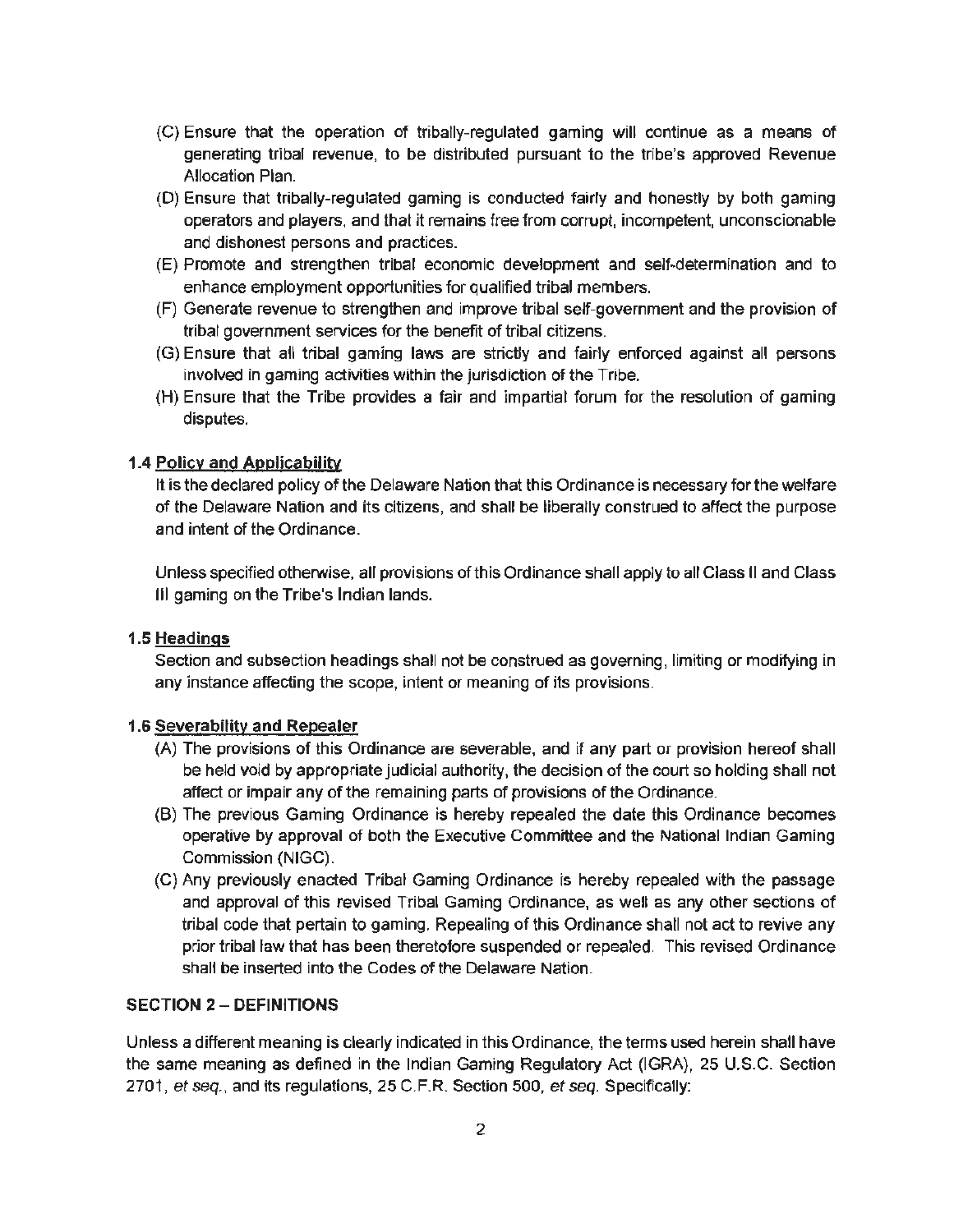(C) Ensure that the operation of tribally-regulated gaming will continue as a means of generating tribal revenue, to be distributed pursuant to the tribe's approved Revenue Allocation Plan.

(D) Ensure that tribally-regulated gaming is conducted fairly and honestly by both gaming operators and players, and that it remains free from corrupt, incompetent, unconscionable and dishonest persons and practices.

(E) Promote and strengthen tribal economic development and self-determination and to enhance employment opportunities for qualified tribal members.

(F) Generate revenue to strengthen and improve tribal self-government and the provision of tribal government services for the benefit of tribal citizens.

(G) Ensure that all tribal gaming laws are strictly and fairly enforced against all persons involved in gaming activities within the jurisdiction of the Tribe.

(H) Ensure that the Tribe provides a fair and impartial forum for the resolution of gaming disputes.

**1.4 Policy and Applicability**

It is the declared policy of the Delaware Nation that this Ordinance is necessary for the welfare of the Delaware Nation and its citizens, and shall be liberally construed to affect the purpose and intent of the Ordinance.

Unless specified otherwise, all provisions of this Ordinance shall apply to all Class II and Class III gaming on the Tribe's Indian lands.

**1.5 Headings**

Section and subsection headings shall not be construed as governing, limiting or modifying in any instance affecting the scope, intent or meaning of its provisions.

**1.6 Severability and Repealer**

(A) The provisions of this Ordinance are severable, and if any part or provision hereof shall be held void by appropriate judicial authority, the decision of the court so holding shall not affect or impair any of the remaining parts of provisions of the Ordinance.

(B) The previous Gaming Ordinance is hereby repealed the date this Ordinance becomes operative by approval of both the Executive Committee and the National Indian Gaming Commission (NIGC).

(C) Any previously enacted Tribal Gaming Ordinance is hereby repealed with the passage and approval of this revised Tribal Gaming Ordinance, as well as any other sections of tribal code that pertain to gaming. Repealing of this Ordinance shall not act to revive any prior tribal law that has been theretofore suspended or repealed. This revised Ordinance shall be inserted into the Codes of the Delaware Nation.

## SECTION 2 – DEFINITIONS

Unless a different meaning is clearly indicated in this Ordinance, the terms used herein shall have the same meaning as defined in the Indian Gaming Regulatory Act (IGRA), 25 U.S.C. Section 2701, *et seq.*, and its regulations, 25 C.F.R. Section 500, *et seq.* Specifically: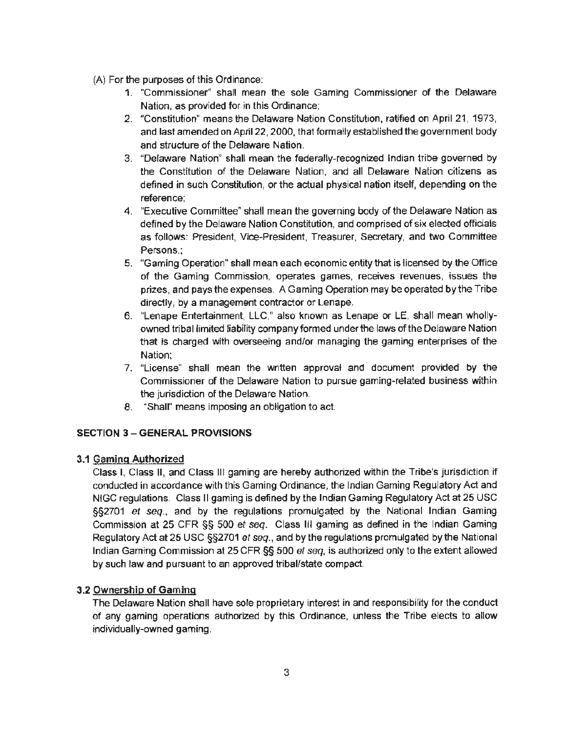(A) For the purposes of this Ordinance:

1. "Commissioner" shall mean the sole Gaming Commissioner of the Delaware Nation, as provided for in this Ordinance;
2. "Constitution" means the Delaware Nation Constitution, ratified on April 21, 1973, and last amended on April 22, 2000, that formally established the government body and structure of the Delaware Nation.
3. "Delaware Nation" shall mean the federally-recognized Indian tribe governed by the Constitution of the Delaware Nation, and all Delaware Nation citizens as defined in such Constitution, or the actual physical nation itself, depending on the reference;
4. "Executive Committee" shall mean the governing body of the Delaware Nation as defined by the Delaware Nation Constitution, and comprised of six elected officials as follows: President, Vice-President, Treasurer, Secretary, and two Committee Persons.;
5. "Gaming Operation" shall mean each economic entity that is licensed by the Office of the Gaming Commission, operates games, receives revenues, issues the prizes, and pays the expenses. A Gaming Operation may be operated by the Tribe directly, by a management contractor or Lenape.
6. "Lenape Entertainment, LLC," also known as Lenape or LE, shall mean wholly-owned tribal limited liability company formed under the laws of the Delaware Nation that is charged with overseeing and/or managing the gaming enterprises of the Nation;
7. "License" shall mean the written approval and document provided by the Commissioner of the Delaware Nation to pursue gaming-related business within the jurisdiction of the Delaware Nation.
8. "Shall" means imposing an obligation to act.

## SECTION 3 – GENERAL PROVISIONS

### 3.1 Gaming Authorized

Class I, Class II, and Class III gaming are hereby authorized within the Tribe's jurisdiction if conducted in accordance with this Gaming Ordinance, the Indian Gaming Regulatory Act and NIGC regulations. Class II gaming is defined by the Indian Gaming Regulatory Act at 25 USC §§2701 *et seq.*, and by the regulations promulgated by the National Indian Gaming Commission at 25 CFR §§ 500 *et seq*. Class III gaming as defined in the Indian Gaming Regulatory Act at 25 USC §§2701 *et seq.*, and by the regulations promulgated by the National Indian Gaming Commission at 25 CFR §§ 500 *et seq*, is authorized only to the extent allowed by such law and pursuant to an approved tribal/state compact.

### 3.2 Ownership of Gaming

The Delaware Nation shall have sole proprietary interest in and responsibility for the conduct of any gaming operations authorized by this Ordinance, unless the Tribe elects to allow individually-owned gaming.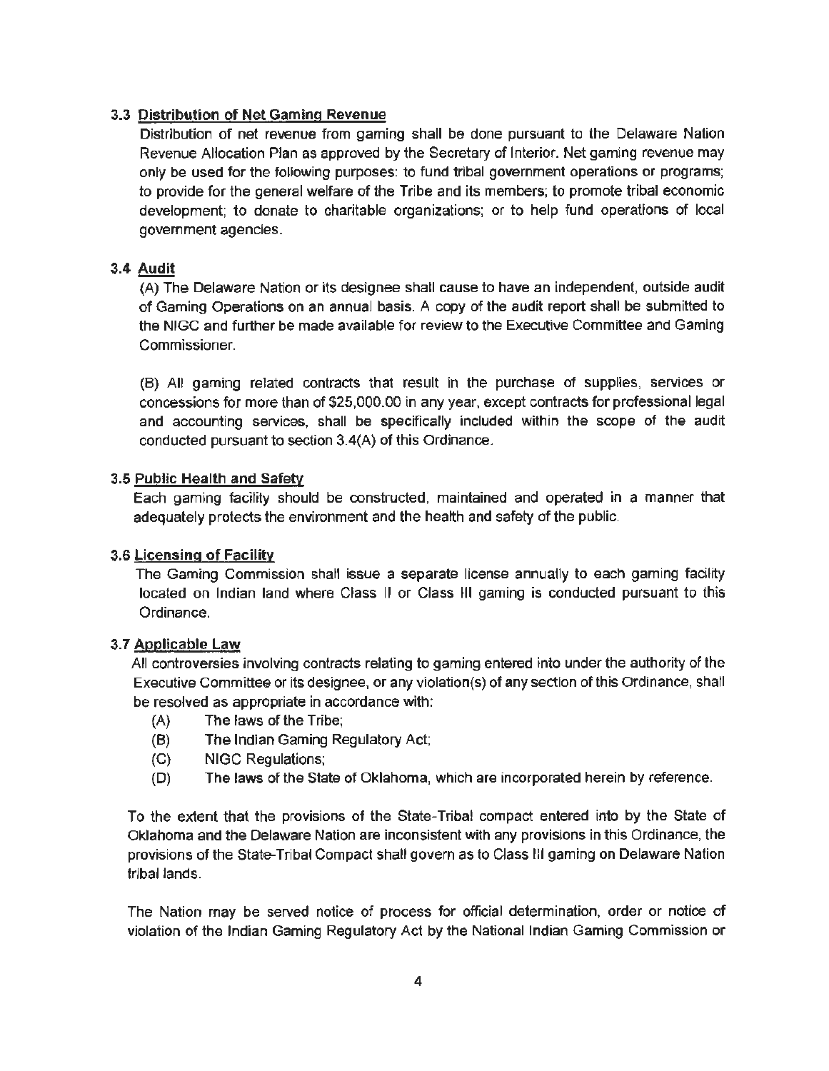### 3.3 Distribution of Net Gaming Revenue

Distribution of net revenue from gaming shall be done pursuant to the Delaware Nation Revenue Allocation Plan as approved by the Secretary of Interior. Net gaming revenue may only be used for the following purposes: to fund tribal government operations or programs; to provide for the general welfare of the Tribe and its members; to promote tribal economic development; to donate to charitable organizations; or to help fund operations of local government agencies.

### 3.4 Audit

(A) The Delaware Nation or its designee shall cause to have an independent, outside audit of Gaming Operations on an annual basis. A copy of the audit report shall be submitted to the NIGC and further be made available for review to the Executive Committee and Gaming Commissioner.

(B) All gaming related contracts that result in the purchase of supplies, services or concessions for more than of $25,000.00 in any year, except contracts for professional legal and accounting services, shall be specifically included within the scope of the audit conducted pursuant to section 3.4(A) of this Ordinance.

### 3.5 Public Health and Safety

Each gaming facility should be constructed, maintained and operated in a manner that adequately protects the environment and the health and safety of the public.

### 3.6 Licensing of Facility

The Gaming Commission shall issue a separate license annually to each gaming facility located on Indian land where Class II or Class III gaming is conducted pursuant to this Ordinance.

### 3.7 Applicable Law

All controversies involving contracts relating to gaming entered into under the authority of the Executive Committee or its designee, or any violation(s) of any section of this Ordinance, shall be resolved as appropriate in accordance with:

- (A) The laws of the Tribe;
- (B) The Indian Gaming Regulatory Act;
- (C) NIGC Regulations;
- (D) The laws of the State of Oklahoma, which are incorporated herein by reference.

To the extent that the provisions of the State-Tribal compact entered into by the State of Oklahoma and the Delaware Nation are inconsistent with any provisions in this Ordinance, the provisions of the State-Tribal Compact shall govern as to Class III gaming on Delaware Nation tribal lands.

The Nation may be served notice of process for official determination, order or notice of violation of the Indian Gaming Regulatory Act by the National Indian Gaming Commission or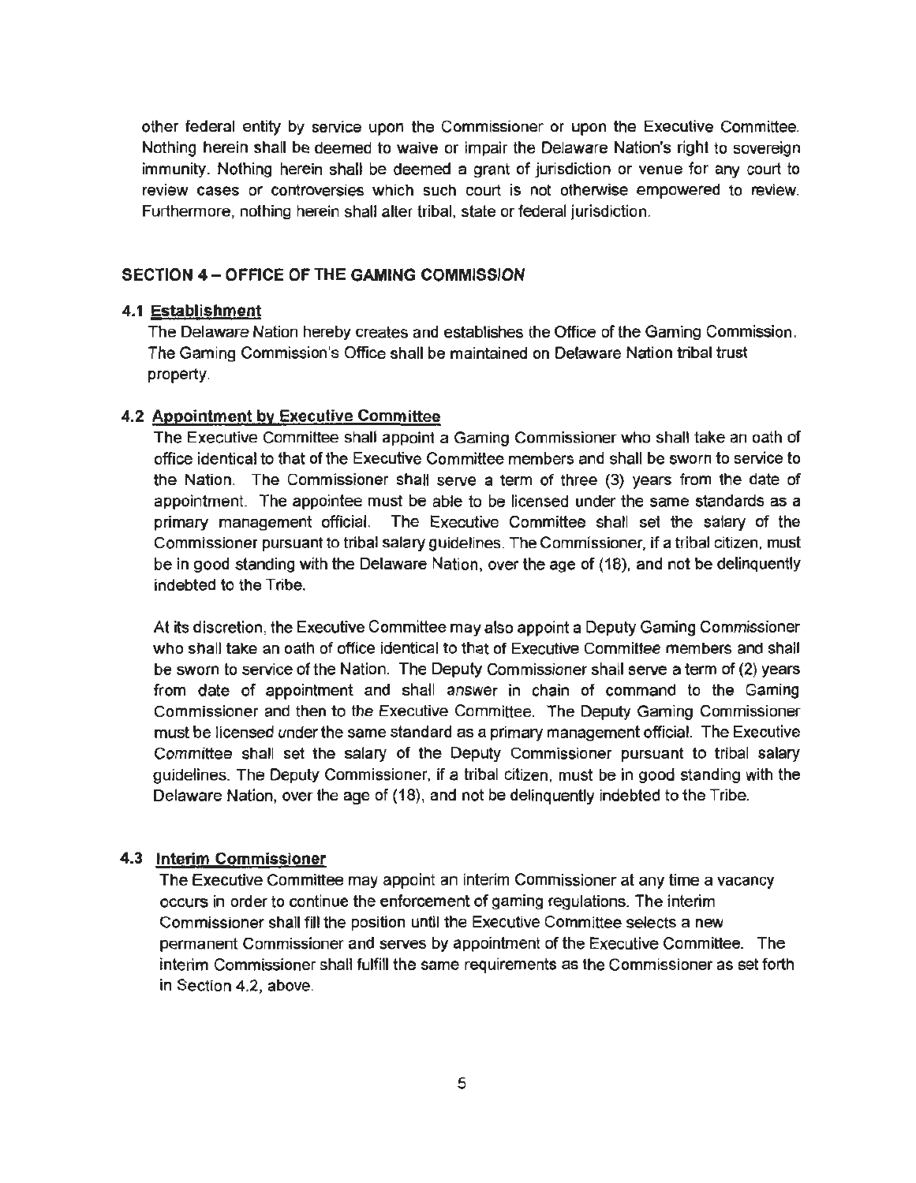other federal entity by service upon the Commissioner or upon the Executive Committee. Nothing herein shall be deemed to waive or impair the Delaware Nation's right to sovereign immunity. Nothing herein shall be deemed a grant of jurisdiction or venue for any court to review cases or controversies which such court is not otherwise empowered to review. Furthermore, nothing herein shall alter tribal, state or federal jurisdiction.

## SECTION 4 – OFFICE OF THE GAMING COMMISSION

### 4.1 Establishment

The Delaware Nation hereby creates and establishes the Office of the Gaming Commission. The Gaming Commission's Office shall be maintained on Delaware Nation tribal trust property.

### 4.2 Appointment by Executive Committee

The Executive Committee shall appoint a Gaming Commissioner who shall take an oath of office identical to that of the Executive Committee members and shall be sworn to service to the Nation. The Commissioner shall serve a term of three (3) years from the date of appointment. The appointee must be able to be licensed under the same standards as a primary management official. The Executive Committee shall set the salary of the Commissioner pursuant to tribal salary guidelines. The Commissioner, if a tribal citizen, must be in good standing with the Delaware Nation, over the age of (18), and not be delinquently indebted to the Tribe.

At its discretion, the Executive Committee may also appoint a Deputy Gaming Commissioner who shall take an oath of office identical to that of Executive Committee members and shall be sworn to service of the Nation. The Deputy Commissioner shall serve a term of (2) years from date of appointment and shall answer in chain of command to the Gaming Commissioner and then to the Executive Committee. The Deputy Gaming Commissioner must be licensed under the same standard as a primary management official. The Executive Committee shall set the salary of the Deputy Commissioner pursuant to tribal salary guidelines. The Deputy Commissioner, if a tribal citizen, must be in good standing with the Delaware Nation, over the age of (18), and not be delinquently indebted to the Tribe.

### 4.3 Interim Commissioner

The Executive Committee may appoint an interim Commissioner at any time a vacancy occurs in order to continue the enforcement of gaming regulations. The interim Commissioner shall fill the position until the Executive Committee selects a new permanent Commissioner and serves by appointment of the Executive Committee. The interim Commissioner shall fulfill the same requirements as the Commissioner as set forth in Section 4.2, above.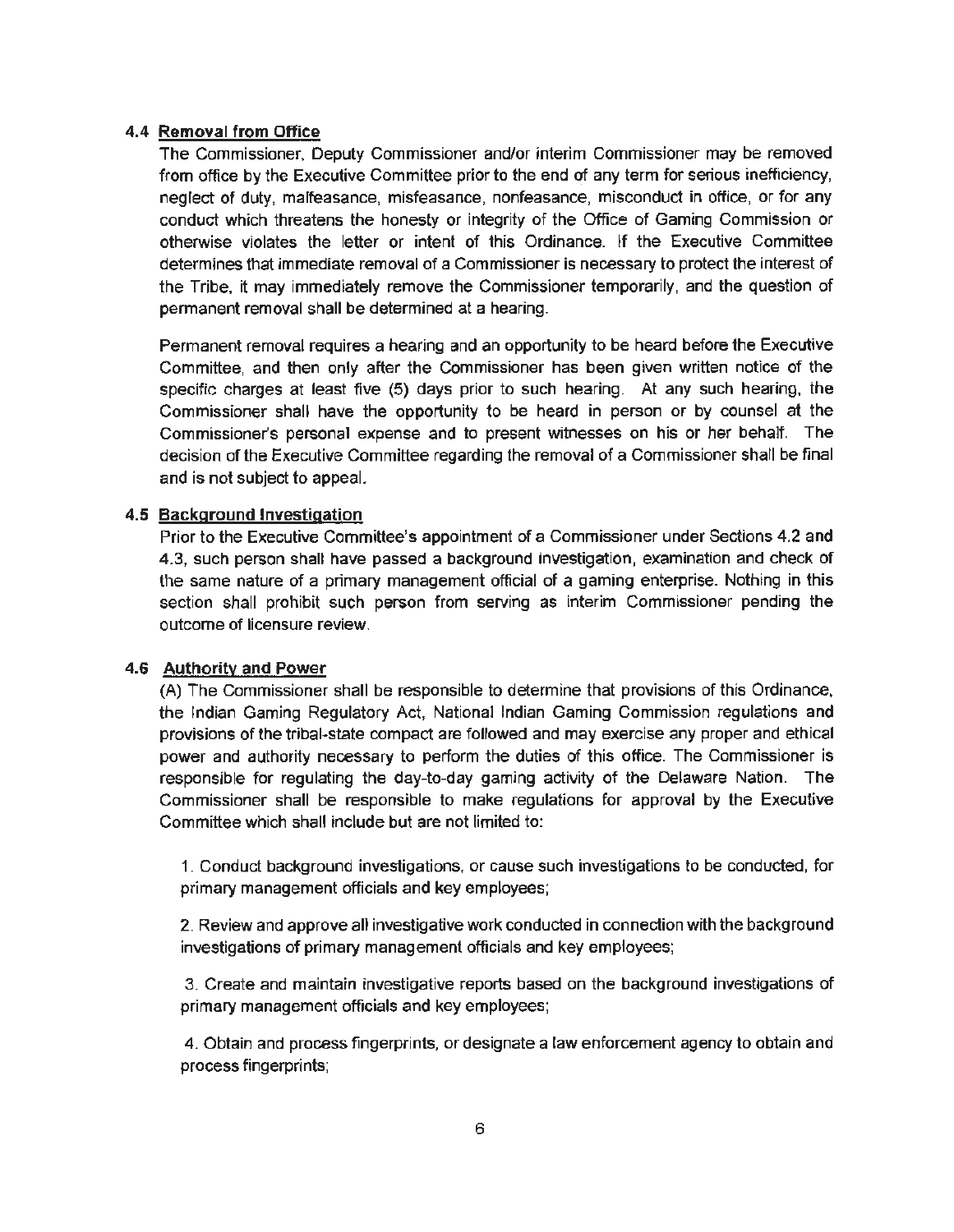### 4.4 Removal from Office

The Commissioner, Deputy Commissioner and/or interim Commissioner may be removed from office by the Executive Committee prior to the end of any term for serious inefficiency, neglect of duty, malfeasance, misfeasance, nonfeasance, misconduct in office, or for any conduct which threatens the honesty or integrity of the Office of Gaming Commission or otherwise violates the letter or intent of this Ordinance. If the Executive Committee determines that immediate removal of a Commissioner is necessary to protect the interest of the Tribe, it may immediately remove the Commissioner temporarily, and the question of permanent removal shall be determined at a hearing.

Permanent removal requires a hearing and an opportunity to be heard before the Executive Committee, and then only after the Commissioner has been given written notice of the specific charges at least five (5) days prior to such hearing. At any such hearing, the Commissioner shall have the opportunity to be heard in person or by counsel at the Commissioner's personal expense and to present witnesses on his or her behalf. The decision of the Executive Committee regarding the removal of a Commissioner shall be final and is not subject to appeal.

### 4.5 Background Investigation

Prior to the Executive Committee's appointment of a Commissioner under Sections 4.2 and 4.3, such person shall have passed a background investigation, examination and check of the same nature of a primary management official of a gaming enterprise. Nothing in this section shall prohibit such person from serving as interim Commissioner pending the outcome of licensure review.

### 4.6 Authority and Power

(A) The Commissioner shall be responsible to determine that provisions of this Ordinance, the Indian Gaming Regulatory Act, National Indian Gaming Commission regulations and provisions of the tribal-state compact are followed and may exercise any proper and ethical power and authority necessary to perform the duties of this office. The Commissioner is responsible for regulating the day-to-day gaming activity of the Delaware Nation. The Commissioner shall be responsible to make regulations for approval by the Executive Committee which shall include but are not limited to:

1. Conduct background investigations, or cause such investigations to be conducted, for primary management officials and key employees;

2. Review and approve all investigative work conducted in connection with the background investigations of primary management officials and key employees;

3. Create and maintain investigative reports based on the background investigations of primary management officials and key employees;

4. Obtain and process fingerprints, or designate a law enforcement agency to obtain and process fingerprints;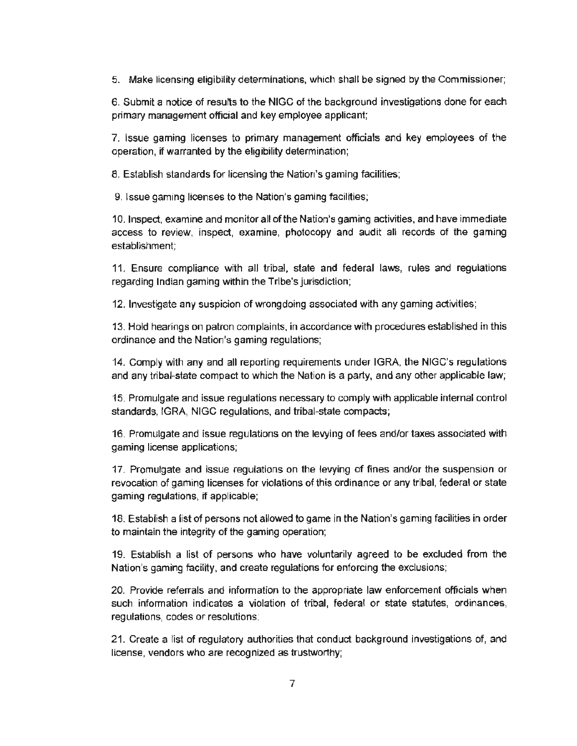5. Make licensing eligibility determinations, which shall be signed by the Commissioner;

6. Submit a notice of results to the NIGC of the background investigations done for each primary management official and key employee applicant;

7. Issue gaming licenses to primary management officials and key employees of the operation, if warranted by the eligibility determination;

8. Establish standards for licensing the Nation's gaming facilities;

9. Issue gaming licenses to the Nation's gaming facilities;

10. Inspect, examine and monitor all of the Nation's gaming activities, and have immediate access to review, inspect, examine, photocopy and audit all records of the gaming establishment;

11. Ensure compliance with all tribal, state and federal laws, rules and regulations regarding Indian gaming within the Tribe's jurisdiction;

12. Investigate any suspicion of wrongdoing associated with any gaming activities;

13. Hold hearings on patron complaints, in accordance with procedures established in this ordinance and the Nation's gaming regulations;

14. Comply with any and all reporting requirements under IGRA, the NIGC's regulations and any tribal-state compact to which the Nation is a party, and any other applicable law;

15. Promulgate and issue regulations necessary to comply with applicable internal control standards, IGRA, NIGC regulations, and tribal-state compacts;

16. Promulgate and issue regulations on the levying of fees and/or taxes associated with gaming license applications;

17. Promulgate and issue regulations on the levying of fines and/or the suspension or revocation of gaming licenses for violations of this ordinance or any tribal, federal or state gaming regulations, if applicable;

18. Establish a list of persons not allowed to game in the Nation's gaming facilities in order to maintain the integrity of the gaming operation;

19. Establish a list of persons who have voluntarily agreed to be excluded from the Nation's gaming facility, and create regulations for enforcing the exclusions;

20. Provide referrals and information to the appropriate law enforcement officials when such information indicates a violation of tribal, federal or state statutes, ordinances, regulations, codes or resolutions;

21. Create a list of regulatory authorities that conduct background investigations of, and license, vendors who are recognized as trustworthy;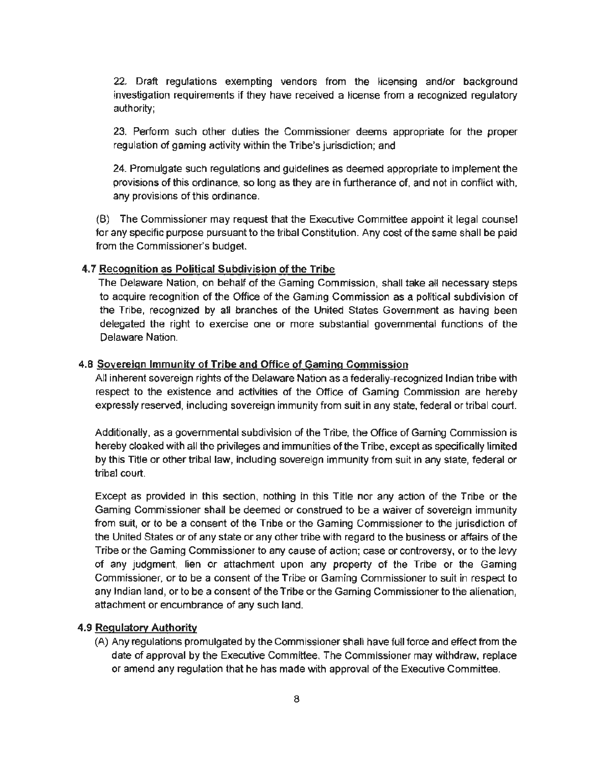22. Draft regulations exempting vendors from the licensing and/or background investigation requirements if they have received a license from a recognized regulatory authority;

23. Perform such other duties the Commissioner deems appropriate for the proper regulation of gaming activity within the Tribe's jurisdiction; and

24. Promulgate such regulations and guidelines as deemed appropriate to implement the provisions of this ordinance, so long as they are in furtherance of, and not in conflict with, any provisions of this ordinance.

(B) The Commissioner may request that the Executive Committee appoint it legal counsel for any specific purpose pursuant to the tribal Constitution. Any cost of the same shall be paid from the Commissioner's budget.

### 4.7 Recognition as Political Subdivision of the Tribe

The Delaware Nation, on behalf of the Gaming Commission, shall take all necessary steps to acquire recognition of the Office of the Gaming Commission as a political subdivision of the Tribe, recognized by all branches of the United States Government as having been delegated the right to exercise one or more substantial governmental functions of the Delaware Nation.

### 4.8 Sovereign Immunity of Tribe and Office of Gaming Commission

All inherent sovereign rights of the Delaware Nation as a federally-recognized Indian tribe with respect to the existence and activities of the Office of Gaming Commission are hereby expressly reserved, including sovereign immunity from suit in any state, federal or tribal court.

Additionally, as a governmental subdivision of the Tribe, the Office of Gaming Commission is hereby cloaked with all the privileges and immunities of the Tribe, except as specifically limited by this Title or other tribal law, including sovereign immunity from suit in any state, federal or tribal court.

Except as provided in this section, nothing in this Title nor any action of the Tribe or the Gaming Commissioner shall be deemed or construed to be a waiver of sovereign immunity from suit, or to be a consent of the Tribe or the Gaming Commissioner to the jurisdiction of the United States or of any state or any other tribe with regard to the business or affairs of the Tribe or the Gaming Commissioner to any cause of action; case or controversy, or to the levy of any judgment, lien or attachment upon any property of the Tribe or the Gaming Commissioner, or to be a consent of the Tribe or Gaming Commissioner to suit in respect to any Indian land, or to be a consent of the Tribe or the Gaming Commissioner to the alienation, attachment or encumbrance of any such land.

### 4.9 Regulatory Authority

(A) Any regulations promulgated by the Commissioner shall have full force and effect from the date of approval by the Executive Committee. The Commissioner may withdraw, replace or amend any regulation that he has made with approval of the Executive Committee.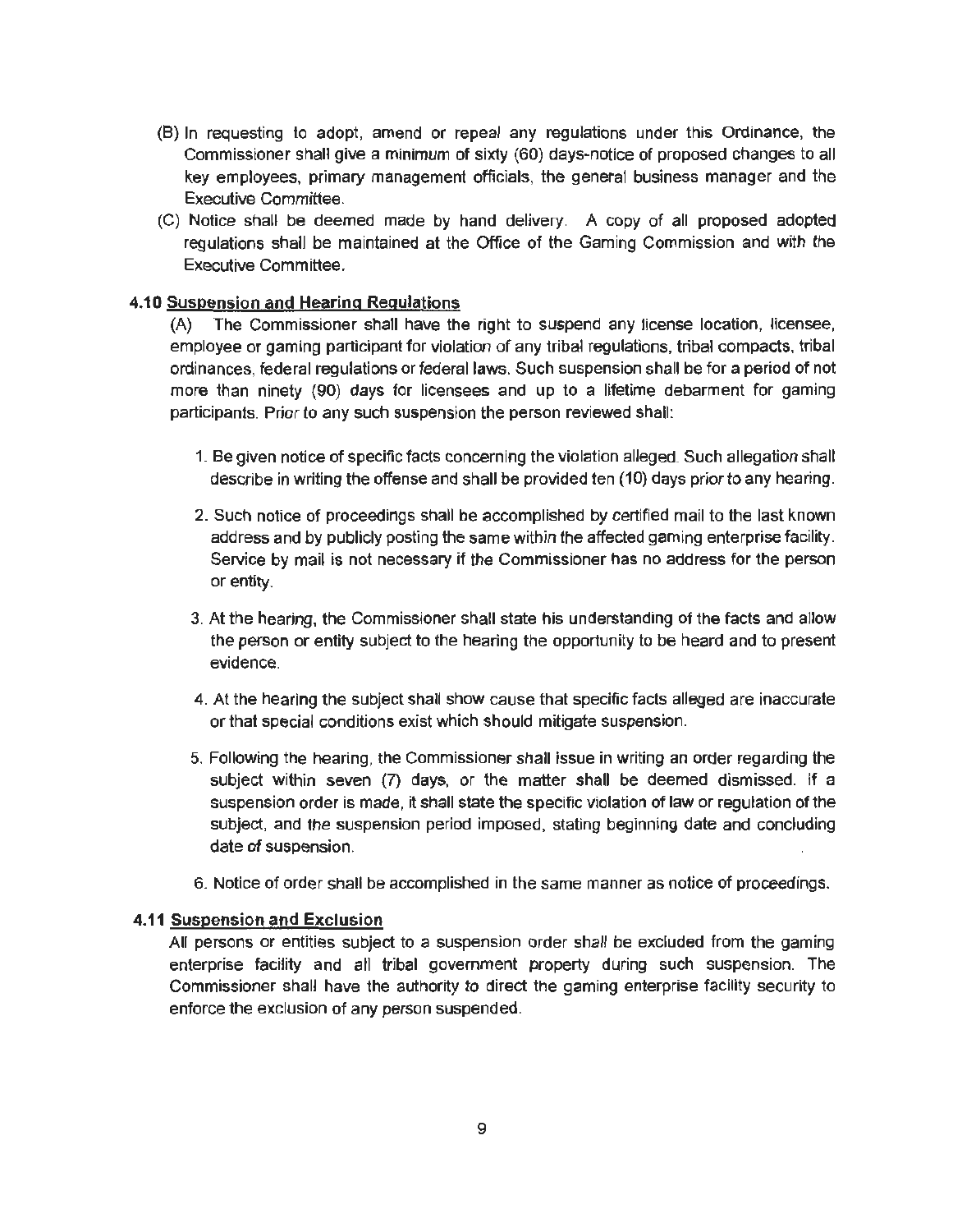(B) In requesting to adopt, amend or repeal any regulations under this Ordinance, the Commissioner shall give a minimum of sixty (60) days-notice of proposed changes to all key employees, primary management officials, the general business manager and the Executive Committee.

(C) Notice shall be deemed made by hand delivery. A copy of all proposed adopted regulations shall be maintained at the Office of the Gaming Commission and with the Executive Committee.

### 4.10 Suspension and Hearing Regulations

(A) The Commissioner shall have the right to suspend any license location, licensee, employee or gaming participant for violation of any tribal regulations, tribal compacts, tribal ordinances, federal regulations or federal laws. Such suspension shall be for a period of not more than ninety (90) days for licensees and up to a lifetime debarment for gaming participants. Prior to any such suspension the person reviewed shall:

1. Be given notice of specific facts concerning the violation alleged. Such allegation shall describe in writing the offense and shall be provided ten (10) days prior to any hearing.

2. Such notice of proceedings shall be accomplished by certified mail to the last known address and by publicly posting the same within the affected gaming enterprise facility. Service by mail is not necessary if the Commissioner has no address for the person or entity.

3. At the hearing, the Commissioner shall state his understanding of the facts and allow the person or entity subject to the hearing the opportunity to be heard and to present evidence.

4. At the hearing the subject shall show cause that specific facts alleged are inaccurate or that special conditions exist which should mitigate suspension.

5. Following the hearing, the Commissioner shall issue in writing an order regarding the subject within seven (7) days, or the matter shall be deemed dismissed. If a suspension order is made, it shall state the specific violation of law or regulation of the subject, and the suspension period imposed, stating beginning date and concluding date of suspension.

6. Notice of order shall be accomplished in the same manner as notice of proceedings.

### 4.11 Suspension and Exclusion

All persons or entities subject to a suspension order shall be excluded from the gaming enterprise facility and all tribal government property during such suspension. The Commissioner shall have the authority to direct the gaming enterprise facility security to enforce the exclusion of any person suspended.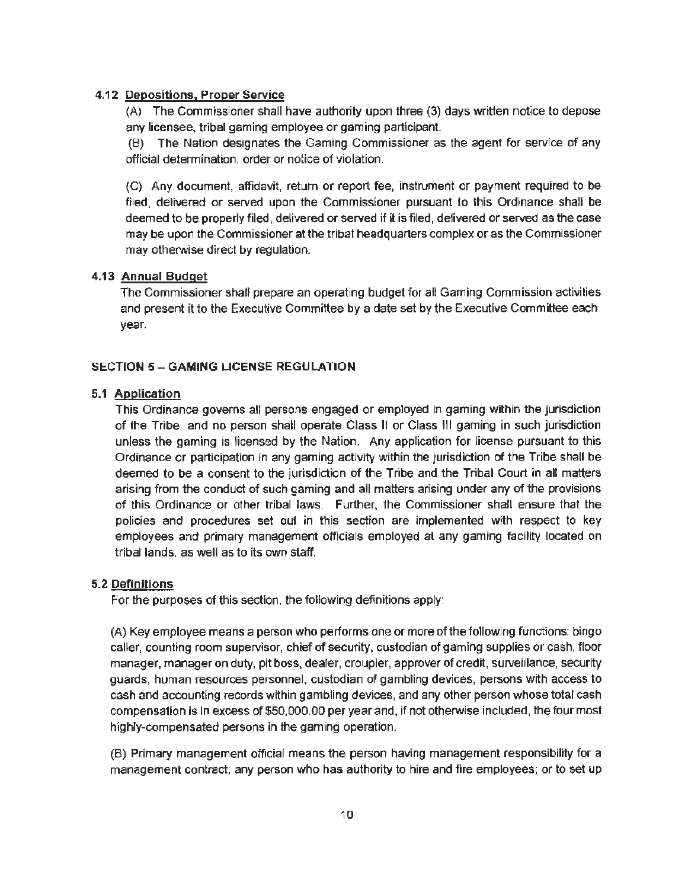### 4.12 Depositions, Proper Service

(A) The Commissioner shall have authority upon three (3) days written notice to depose any licensee, tribal gaming employee or gaming participant.

(B) The Nation designates the Gaming Commissioner as the agent for service of any official determination, order or notice of violation.

(C) Any document, affidavit, return or report fee, instrument or payment required to be filed, delivered or served upon the Commissioner pursuant to this Ordinance shall be deemed to be properly filed, delivered or served if it is filed, delivered or served as the case may be upon the Commissioner at the tribal headquarters complex or as the Commissioner may otherwise direct by regulation.

### 4.13 Annual Budget

The Commissioner shall prepare an operating budget for all Gaming Commission activities and present it to the Executive Committee by a date set by the Executive Committee each year.

## SECTION 5 – GAMING LICENSE REGULATION

### 5.1 Application

This Ordinance governs all persons engaged or employed in gaming within the jurisdiction of the Tribe, and no person shall operate Class II or Class III gaming in such jurisdiction unless the gaming is licensed by the Nation. Any application for license pursuant to this Ordinance or participation in any gaming activity within the jurisdiction of the Tribe shall be deemed to be a consent to the jurisdiction of the Tribe and the Tribal Court in all matters arising from the conduct of such gaming and all matters arising under any of the provisions of this Ordinance or other tribal laws. Further, the Commissioner shall ensure that the policies and procedures set out in this section are implemented with respect to key employees and primary management officials employed at any gaming facility located on tribal lands, as well as to its own staff.

### 5.2 Definitions

For the purposes of this section, the following definitions apply:

(A) Key employee means a person who performs one or more of the following functions: bingo caller, counting room supervisor, chief of security, custodian of gaming supplies or cash, floor manager, manager on duty, pit boss, dealer, croupier, approver of credit, surveillance, security guards, human resources personnel, custodian of gambling devices, persons with access to cash and accounting records within gambling devices, and any other person whose total cash compensation is in excess of $50,000.00 per year and, if not otherwise included, the four most highly-compensated persons in the gaming operation.

(B) Primary management official means the person having management responsibility for a management contract; any person who has authority to hire and fire employees; or to set up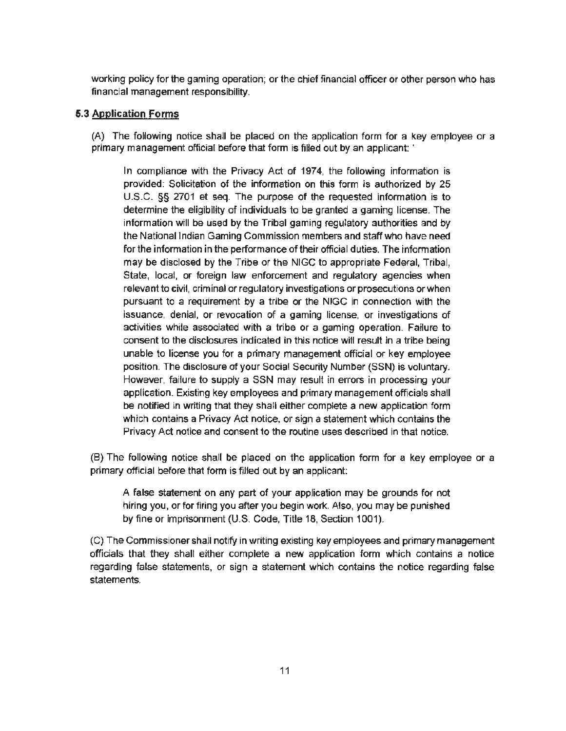working policy for the gaming operation; or the chief financial officer or other person who has financial management responsibility.

### 5.3 Application Forms

(A) The following notice shall be placed on the application form for a key employee or a primary management official before that form is filled out by an applicant: '

> In compliance with the Privacy Act of 1974, the following information is provided: Solicitation of the information on this form is authorized by 25 U.S.C. §§ 2701 et seq. The purpose of the requested information is to determine the eligibility of individuals to be granted a gaming license. The information will be used by the Tribal gaming regulatory authorities and by the National Indian Gaming Commission members and staff who have need for the information in the performance of their official duties. The information may be disclosed by the Tribe or the NIGC to appropriate Federal, Tribal, State, local, or foreign law enforcement and regulatory agencies when relevant to civil, criminal or regulatory investigations or prosecutions or when pursuant to a requirement by a tribe or the NIGC in connection with the issuance, denial, or revocation of a gaming license, or investigations of activities while associated with a tribe or a gaming operation. Failure to consent to the disclosures indicated in this notice will result in a tribe being unable to license you for a primary management official or key employee position. The disclosure of your Social Security Number (SSN) is voluntary. However, failure to supply a SSN may result in errors in processing your application. Existing key employees and primary management officials shall be notified in writing that they shall either complete a new application form which contains a Privacy Act notice, or sign a statement which contains the Privacy Act notice and consent to the routine uses described in that notice.

(B) The following notice shall be placed on the application form for a key employee or a primary official before that form is filled out by an applicant:

> A false statement on any part of your application may be grounds for not hiring you, or for firing you after you begin work. Also, you may be punished by fine or imprisonment (U.S. Code, Title 18, Section 1001).

(C) The Commissioner shall notify in writing existing key employees and primary management officials that they shall either complete a new application form which contains a notice regarding false statements, or sign a statement which contains the notice regarding false statements.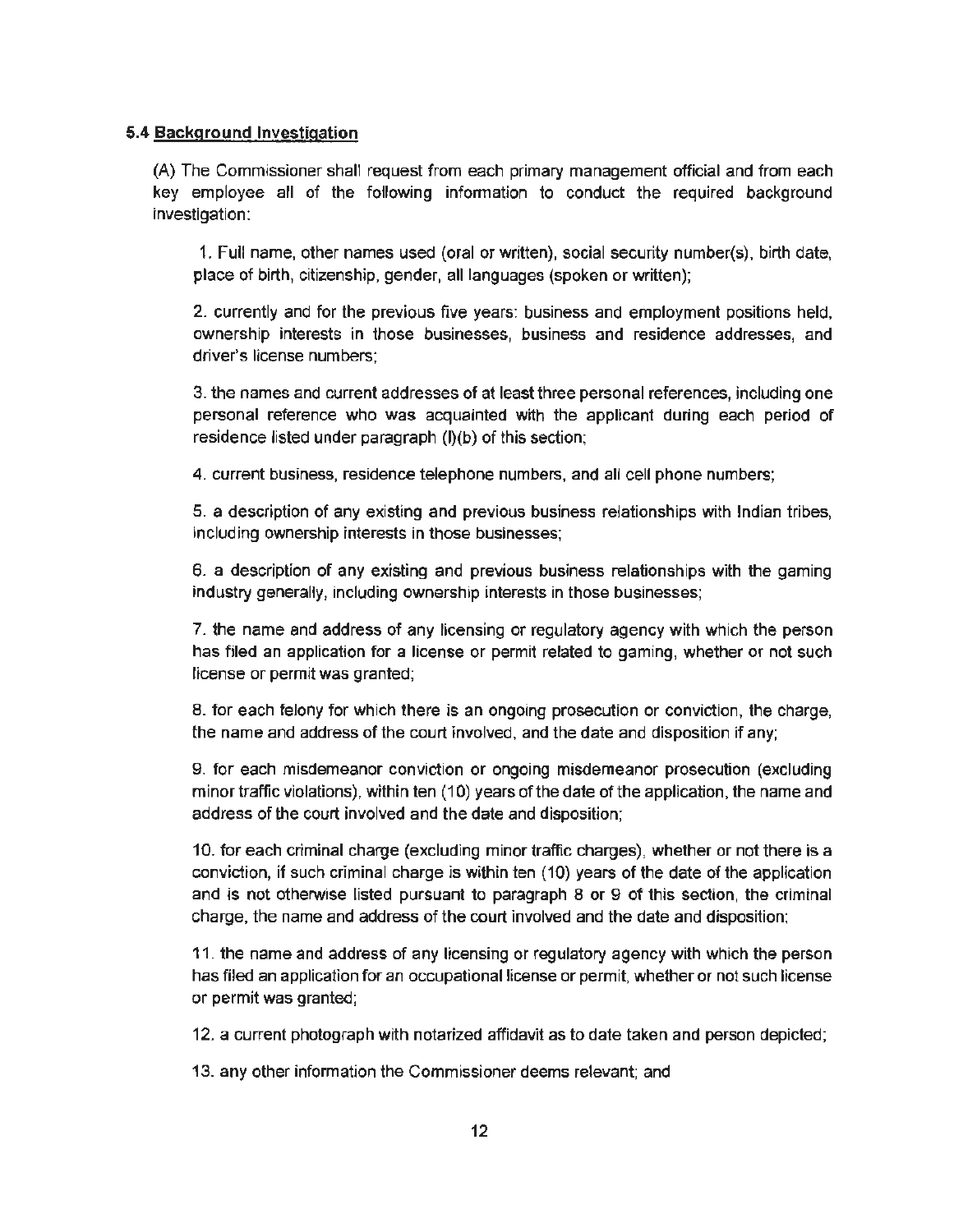### 5.4 Background Investigation

(A) The Commissioner shall request from each primary management official and from each key employee all of the following information to conduct the required background investigation:

1. Full name, other names used (oral or written), social security number(s), birth date, place of birth, citizenship, gender, all languages (spoken or written);

2. currently and for the previous five years: business and employment positions held, ownership interests in those businesses, business and residence addresses, and driver's license numbers;

3. the names and current addresses of at least three personal references, including one personal reference who was acquainted with the applicant during each period of residence listed under paragraph (I)(b) of this section;

4. current business, residence telephone numbers, and all cell phone numbers;

5. a description of any existing and previous business relationships with Indian tribes, including ownership interests in those businesses;

6. a description of any existing and previous business relationships with the gaming industry generally, including ownership interests in those businesses;

7. the name and address of any licensing or regulatory agency with which the person has filed an application for a license or permit related to gaming, whether or not such license or permit was granted;

8. for each felony for which there is an ongoing prosecution or conviction, the charge, the name and address of the court involved, and the date and disposition if any;

9. for each misdemeanor conviction or ongoing misdemeanor prosecution (excluding minor traffic violations), within ten (10) years of the date of the application, the name and address of the court involved and the date and disposition;

10. for each criminal charge (excluding minor traffic charges), whether or not there is a conviction, if such criminal charge is within ten (10) years of the date of the application and is not otherwise listed pursuant to paragraph 8 or 9 of this section, the criminal charge, the name and address of the court involved and the date and disposition;

11. the name and address of any licensing or regulatory agency with which the person has filed an application for an occupational license or permit, whether or not such license or permit was granted;

12. a current photograph with notarized affidavit as to date taken and person depicted;

13. any other information the Commissioner deems relevant; and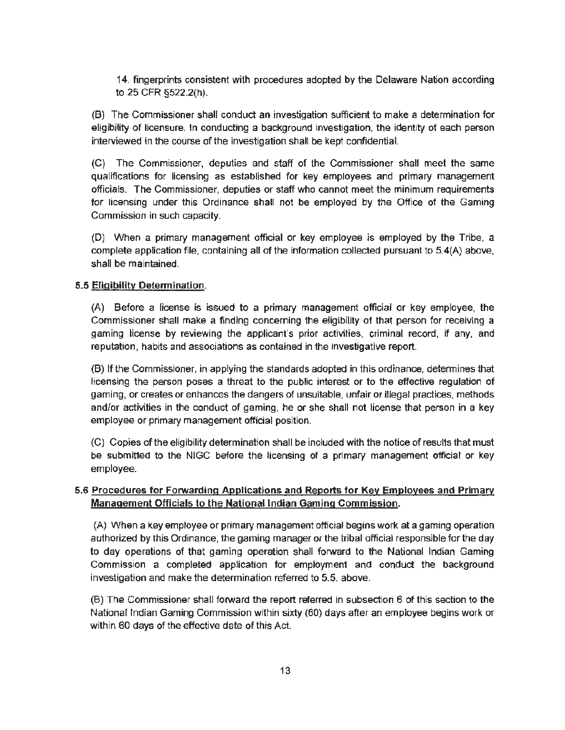14. fingerprints consistent with procedures adopted by the Delaware Nation according to 25 CFR §522.2(h).

(B) The Commissioner shall conduct an investigation sufficient to make a determination for eligibility of licensure. In conducting a background investigation, the identity of each person interviewed in the course of the investigation shall be kept confidential.

(C) The Commissioner, deputies and staff of the Commissioner shall meet the same qualifications for licensing as established for key employees and primary management officials. The Commissioner, deputies or staff who cannot meet the minimum requirements for licensing under this Ordinance shall not be employed by the Office of the Gaming Commission in such capacity.

(D) When a primary management official or key employee is employed by the Tribe, a complete application file, containing all of the information collected pursuant to 5.4(A) above, shall be maintained.

**5.5 Eligibility Determination.**

(A) Before a license is issued to a primary management official or key employee, the Commissioner shall make a finding concerning the eligibility of that person for receiving a gaming license by reviewing the applicant's prior activities, criminal record, if any, and reputation, habits and associations as contained in the investigative report.

(B) If the Commissioner, in applying the standards adopted in this ordinance, determines that licensing the person poses a threat to the public interest or to the effective regulation of gaming, or creates or enhances the dangers of unsuitable, unfair or illegal practices, methods and/or activities in the conduct of gaming, he or she shall not license that person in a key employee or primary management official position.

(C) Copies of the eligibility determination shall be included with the notice of results that must be submitted to the NIGC before the licensing of a primary management official or key employee.

**5.6 Procedures for Forwarding Applications and Reports for Key Employees and Primary Management Officials to the National Indian Gaming Commission.**

(A) When a key employee or primary management official begins work at a gaming operation authorized by this Ordinance, the gaming manager or the tribal official responsible for the day to day operations of that gaming operation shall forward to the National Indian Gaming Commission a completed application for employment and conduct the background investigation and make the determination referred to 5.5, above.

(B) The Commissioner shall forward the report referred in subsection 6 of this section to the National Indian Gaming Commission within sixty (60) days after an employee begins work or within 60 days of the effective date of this Act.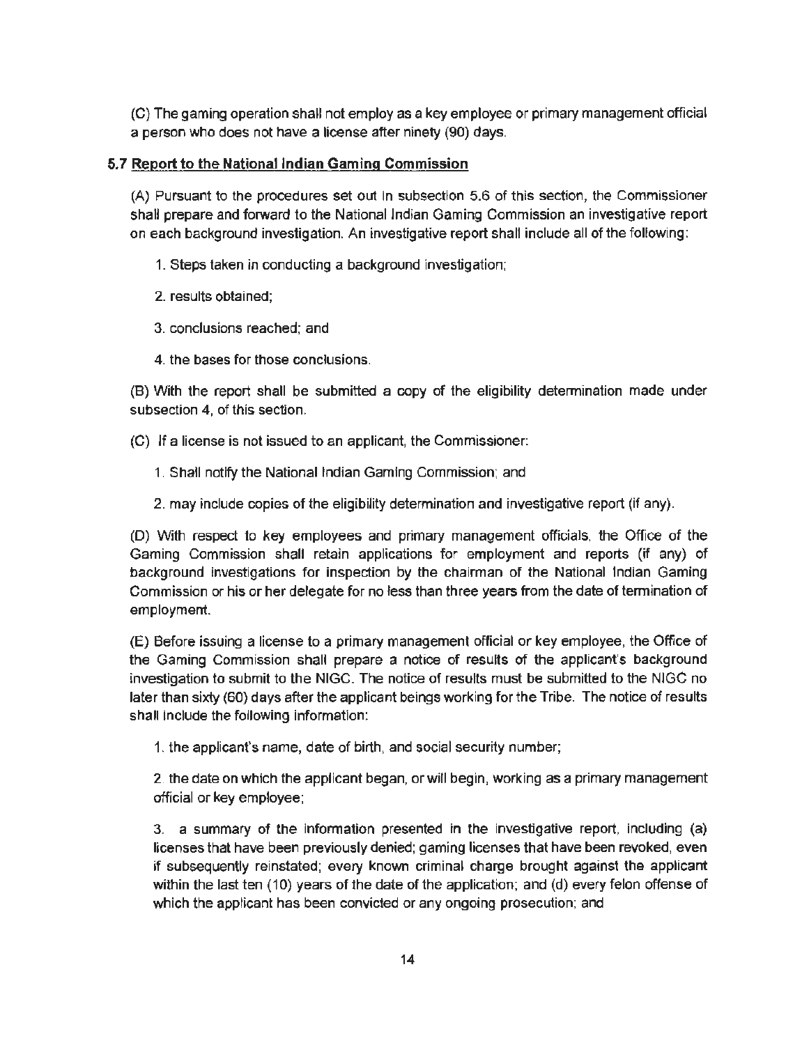(C) The gaming operation shall not employ as a key employee or primary management official a person who does not have a license after ninety (90) days.

### 5.7 Report to the National Indian Gaming Commission

(A) Pursuant to the procedures set out in subsection 5.6 of this section, the Commissioner shall prepare and forward to the National Indian Gaming Commission an investigative report on each background investigation. An investigative report shall include all of the following:

1. Steps taken in conducting a background investigation;

2. results obtained;

3. conclusions reached; and

4. the bases for those conclusions.

(B) With the report shall be submitted a copy of the eligibility determination made under subsection 4, of this section.

(C) If a license is not issued to an applicant, the Commissioner:

1. Shall notify the National Indian Gaming Commission; and

2. may include copies of the eligibility determination and investigative report (if any).

(D) With respect to key employees and primary management officials, the Office of the Gaming Commission shall retain applications for employment and reports (if any) of background investigations for inspection by the chairman of the National Indian Gaming Commission or his or her delegate for no less than three years from the date of termination of employment.

(E) Before issuing a license to a primary management official or key employee, the Office of the Gaming Commission shall prepare a notice of results of the applicant's background investigation to submit to the NIGC. The notice of results must be submitted to the NIGC no later than sixty (60) days after the applicant beings working for the Tribe. The notice of results shall include the following information:

1. the applicant's name, date of birth, and social security number;

2. the date on which the applicant began, or will begin, working as a primary management official or key employee;

3. a summary of the information presented in the investigative report, including (a) licenses that have been previously denied; gaming licenses that have been revoked, even if subsequently reinstated; every known criminal charge brought against the applicant within the last ten (10) years of the date of the application; and (d) every felon offense of which the applicant has been convicted or any ongoing prosecution; and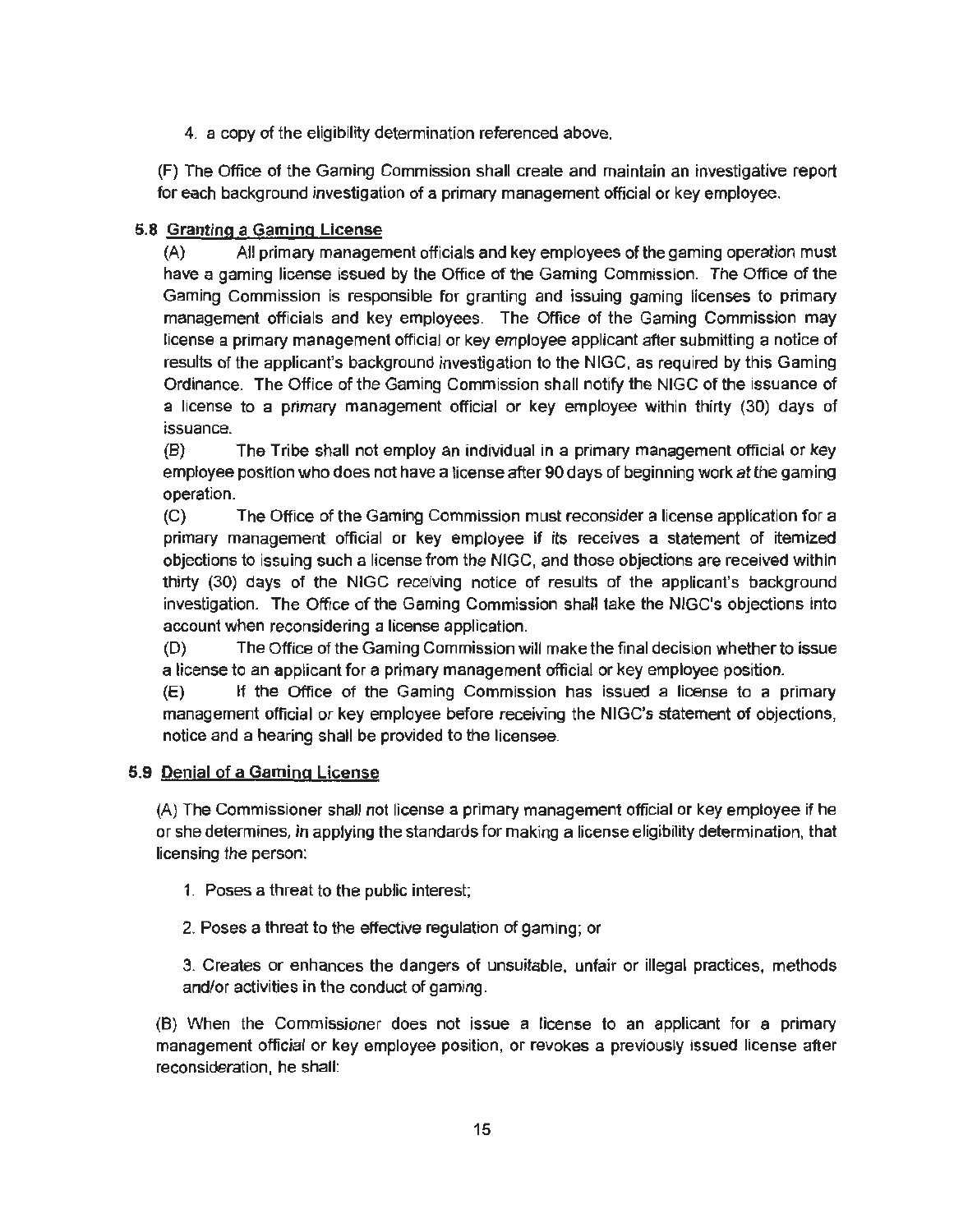4. a copy of the eligibility determination referenced above.

(F) The Office of the Gaming Commission shall create and maintain an investigative report for each background investigation of a primary management official or key employee.

## 5.8 Granting a Gaming License

(A) All primary management officials and key employees of the gaming operation must have a gaming license issued by the Office of the Gaming Commission. The Office of the Gaming Commission is responsible for granting and issuing gaming licenses to primary management officials and key employees. The Office of the Gaming Commission may license a primary management official or key employee applicant after submitting a notice of results of the applicant's background investigation to the NIGC, as required by this Gaming Ordinance. The Office of the Gaming Commission shall notify the NIGC of the issuance of a license to a primary management official or key employee within thirty (30) days of issuance.

(B) The Tribe shall not employ an individual in a primary management official or key employee position who does not have a license after 90 days of beginning work at the gaming operation.

(C) The Office of the Gaming Commission must reconsider a license application for a primary management official or key employee if its receives a statement of itemized objections to issuing such a license from the NIGC, and those objections are received within thirty (30) days of the NIGC receiving notice of results of the applicant's background investigation. The Office of the Gaming Commission shall take the NIGC's objections into account when reconsidering a license application.

(D) The Office of the Gaming Commission will make the final decision whether to issue a license to an applicant for a primary management official or key employee position.

(E) If the Office of the Gaming Commission has issued a license to a primary management official or key employee before receiving the NIGC's statement of objections, notice and a hearing shall be provided to the licensee.

## 5.9 Denial of a Gaming License

(A) The Commissioner shall not license a primary management official or key employee if he or she determines, in applying the standards for making a license eligibility determination, that licensing the person:

1. Poses a threat to the public interest;

2. Poses a threat to the effective regulation of gaming; or

3. Creates or enhances the dangers of unsuitable, unfair or illegal practices, methods and/or activities in the conduct of gaming.

(B) When the Commissioner does not issue a license to an applicant for a primary management official or key employee position, or revokes a previously issued license after reconsideration, he shall: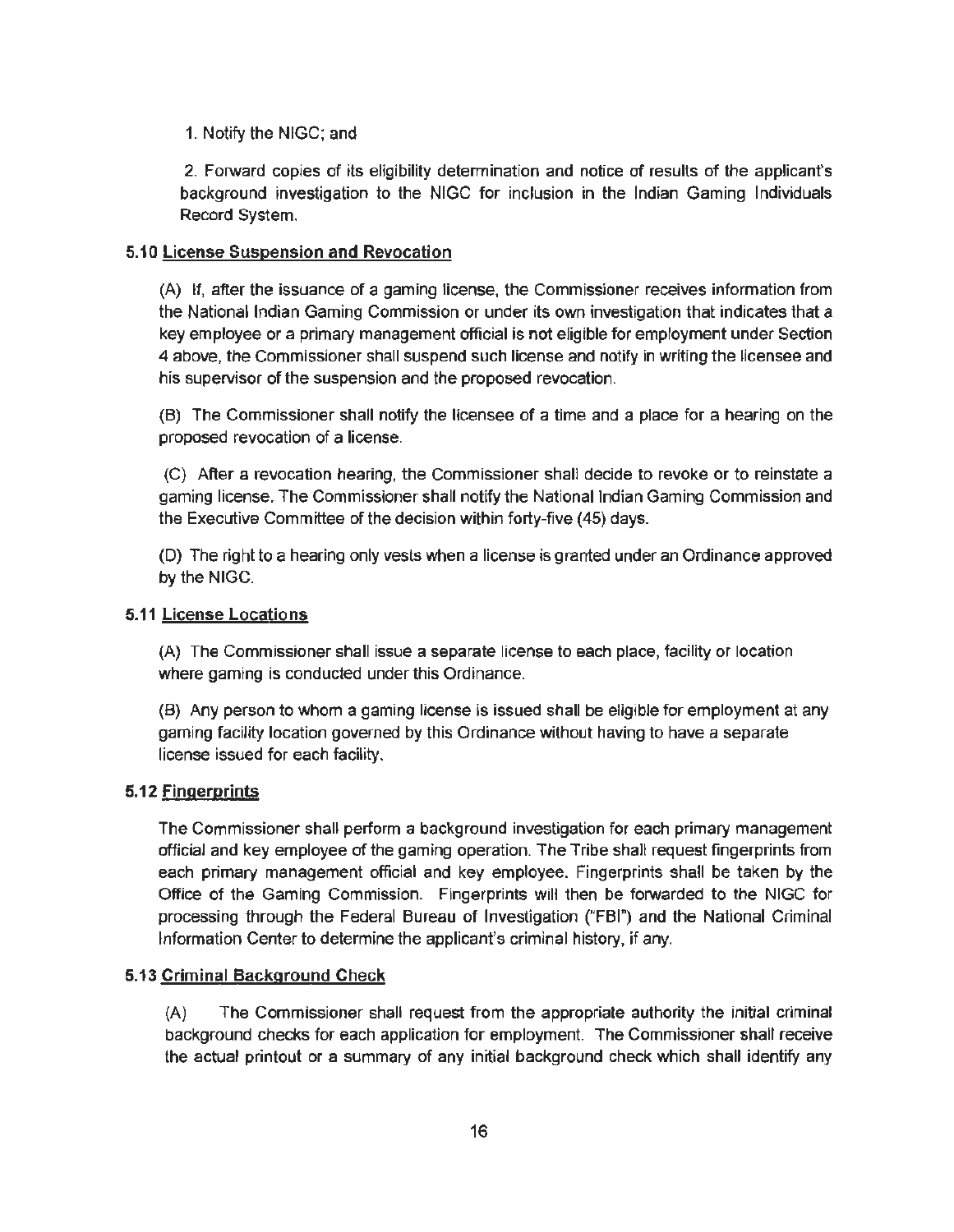1. Notify the NIGC; and

2. Forward copies of its eligibility determination and notice of results of the applicant's background investigation to the NIGC for inclusion in the Indian Gaming Individuals Record System.

### 5.10 License Suspension and Revocation

(A) If, after the issuance of a gaming license, the Commissioner receives information from the National Indian Gaming Commission or under its own investigation that indicates that a key employee or a primary management official is not eligible for employment under Section 4 above, the Commissioner shall suspend such license and notify in writing the licensee and his supervisor of the suspension and the proposed revocation.

(B) The Commissioner shall notify the licensee of a time and a place for a hearing on the proposed revocation of a license.

(C) After a revocation hearing, the Commissioner shall decide to revoke or to reinstate a gaming license. The Commissioner shall notify the National Indian Gaming Commission and the Executive Committee of the decision within forty-five (45) days.

(D) The right to a hearing only vests when a license is granted under an Ordinance approved by the NIGC.

### 5.11 License Locations

(A) The Commissioner shall issue a separate license to each place, facility or location where gaming is conducted under this Ordinance.

(B) Any person to whom a gaming license is issued shall be eligible for employment at any gaming facility location governed by this Ordinance without having to have a separate license issued for each facility.

### 5.12 Fingerprints

The Commissioner shall perform a background investigation for each primary management official and key employee of the gaming operation. The Tribe shall request fingerprints from each primary management official and key employee. Fingerprints shall be taken by the Office of the Gaming Commission. Fingerprints will then be forwarded to the NIGC for processing through the Federal Bureau of Investigation ("FBI") and the National Criminal Information Center to determine the applicant's criminal history, if any.

### 5.13 Criminal Background Check

(A) The Commissioner shall request from the appropriate authority the initial criminal background checks for each application for employment. The Commissioner shall receive the actual printout or a summary of any initial background check which shall identify any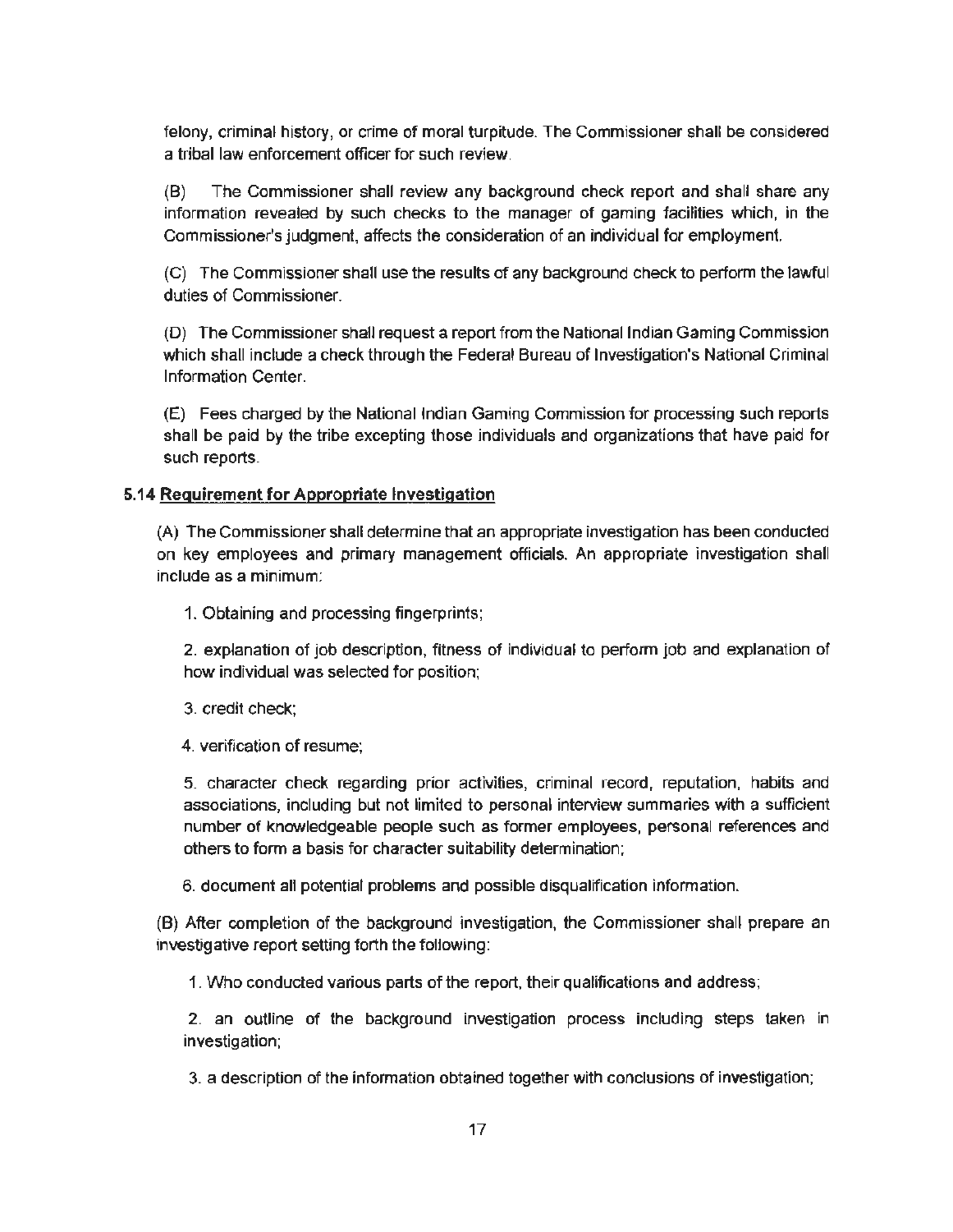felony, criminal history, or crime of moral turpitude. The Commissioner shall be considered a tribal law enforcement officer for such review.

(B) The Commissioner shall review any background check report and shall share any information revealed by such checks to the manager of gaming facilities which, in the Commissioner's judgment, affects the consideration of an individual for employment.

(C) The Commissioner shall use the results of any background check to perform the lawful duties of Commissioner.

(D) The Commissioner shall request a report from the National Indian Gaming Commission which shall include a check through the Federal Bureau of Investigation's National Criminal Information Center.

(E) Fees charged by the National Indian Gaming Commission for processing such reports shall be paid by the tribe excepting those individuals and organizations that have paid for such reports.

**5.14 Requirement for Appropriate Investigation**

(A) The Commissioner shall determine that an appropriate investigation has been conducted on key employees and primary management officials. An appropriate investigation shall include as a minimum:

1. Obtaining and processing fingerprints;

2. explanation of job description, fitness of individual to perform job and explanation of how individual was selected for position;

3. credit check;

4. verification of resume;

5. character check regarding prior activities, criminal record, reputation, habits and associations, including but not limited to personal interview summaries with a sufficient number of knowledgeable people such as former employees, personal references and others to form a basis for character suitability determination;

6. document all potential problems and possible disqualification information.

(B) After completion of the background investigation, the Commissioner shall prepare an investigative report setting forth the following:

1. Who conducted various parts of the report, their qualifications and address;

2. an outline of the background investigation process including steps taken in investigation;

3. a description of the information obtained together with conclusions of investigation;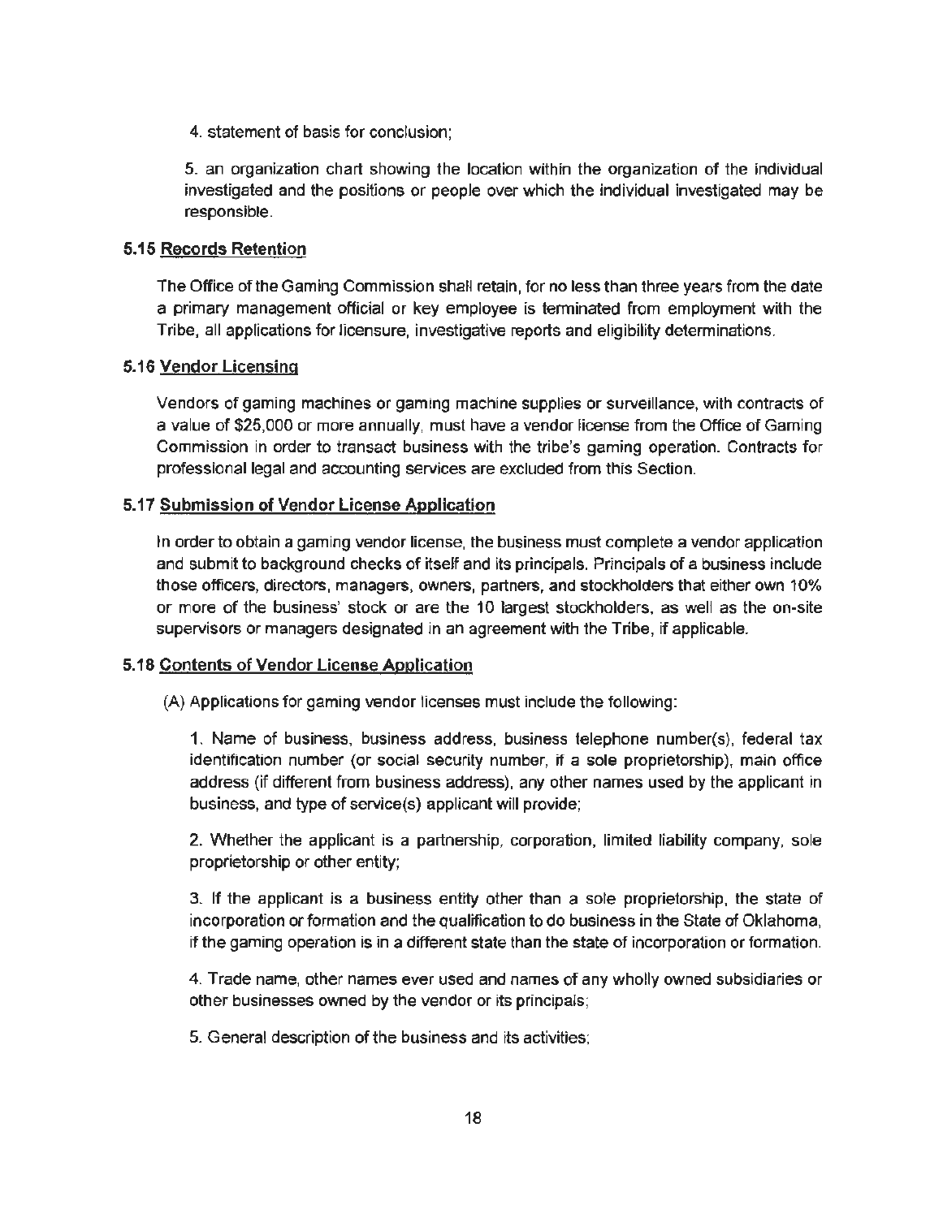4. statement of basis for conclusion;

5. an organization chart showing the location within the organization of the individual investigated and the positions or people over which the individual investigated may be responsible.

### 5.15 Records Retention

The Office of the Gaming Commission shall retain, for no less than three years from the date a primary management official or key employee is terminated from employment with the Tribe, all applications for licensure, investigative reports and eligibility determinations.

### 5.16 Vendor Licensing

Vendors of gaming machines or gaming machine supplies or surveillance, with contracts of a value of $25,000 or more annually, must have a vendor license from the Office of Gaming Commission in order to transact business with the tribe's gaming operation. Contracts for professional legal and accounting services are excluded from this Section.

### 5.17 Submission of Vendor License Application

In order to obtain a gaming vendor license, the business must complete a vendor application and submit to background checks of itself and its principals. Principals of a business include those officers, directors, managers, owners, partners, and stockholders that either own 10% or more of the business' stock or are the 10 largest stockholders, as well as the on-site supervisors or managers designated in an agreement with the Tribe, if applicable.

### 5.18 Contents of Vendor License Application

(A) Applications for gaming vendor licenses must include the following:

1. Name of business, business address, business telephone number(s), federal tax identification number (or social security number, if a sole proprietorship), main office address (if different from business address), any other names used by the applicant in business, and type of service(s) applicant will provide;

2. Whether the applicant is a partnership, corporation, limited liability company, sole proprietorship or other entity;

3. If the applicant is a business entity other than a sole proprietorship, the state of incorporation or formation and the qualification to do business in the State of Oklahoma, if the gaming operation is in a different state than the state of incorporation or formation.

4. Trade name, other names ever used and names of any wholly owned subsidiaries or other businesses owned by the vendor or its principals;

5. General description of the business and its activities;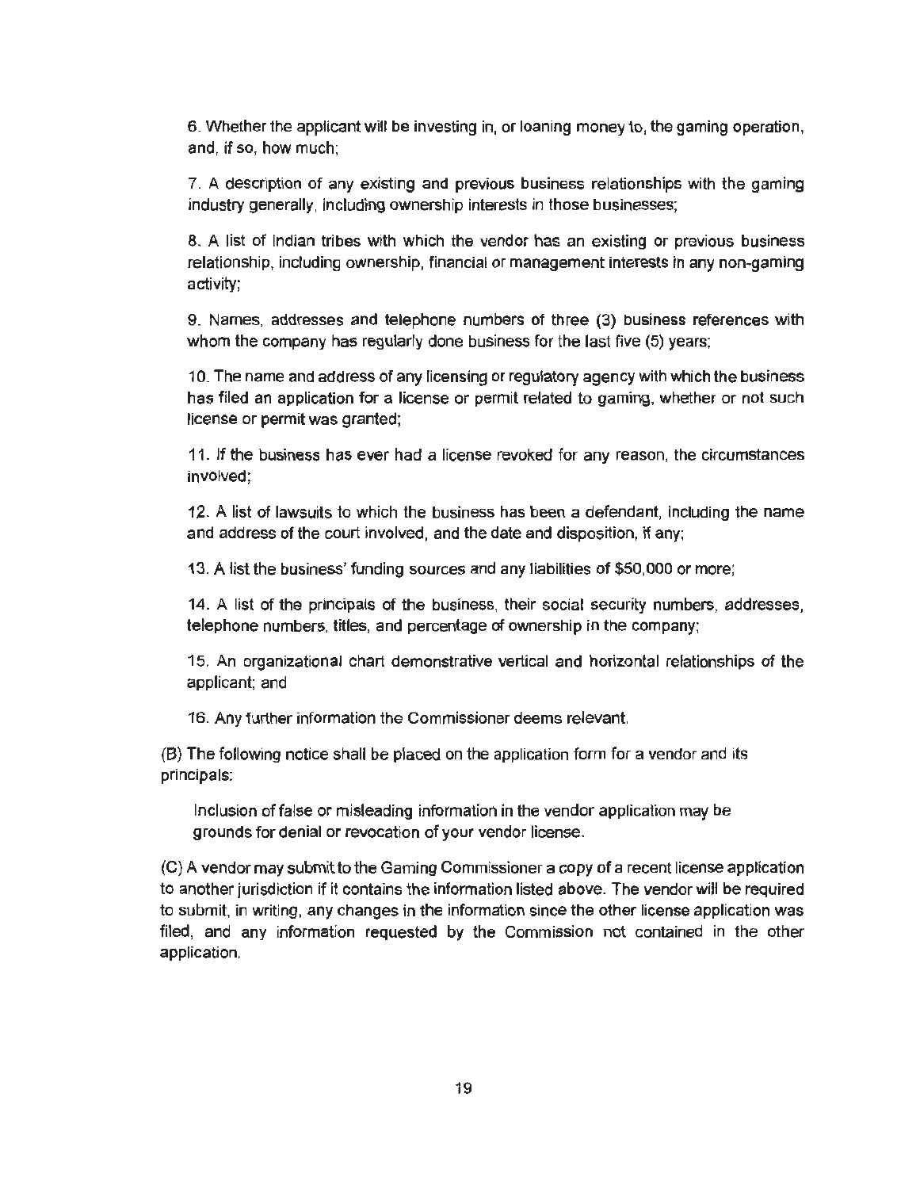6. Whether the applicant will be investing in, or loaning money to, the gaming operation, and, if so, how much;

7. A description of any existing and previous business relationships with the gaming industry generally, including ownership interests in those businesses;

8. A list of Indian tribes with which the vendor has an existing or previous business relationship, including ownership, financial or management interests in any non-gaming activity;

9. Names, addresses and telephone numbers of three (3) business references with whom the company has regularly done business for the last five (5) years;

10. The name and address of any licensing or regulatory agency with which the business has filed an application for a license or permit related to gaming, whether or not such license or permit was granted;

11. If the business has ever had a license revoked for any reason, the circumstances involved;

12. A list of lawsuits to which the business has been a defendant, including the name and address of the court involved, and the date and disposition, if any;

13. A list the business' funding sources and any liabilities of $50,000 or more;

14. A list of the principals of the business, their social security numbers, addresses, telephone numbers, titles, and percentage of ownership in the company;

15. An organizational chart demonstrative vertical and horizontal relationships of the applicant; and

16. Any further information the Commissioner deems relevant.

(B) The following notice shall be placed on the application form for a vendor and its principals:

> Inclusion of false or misleading information in the vendor application may be grounds for denial or revocation of your vendor license.

(C) A vendor may submit to the Gaming Commissioner a copy of a recent license application to another jurisdiction if it contains the information listed above. The vendor will be required to submit, in writing, any changes in the information since the other license application was filed, and any information requested by the Commission not contained in the other application.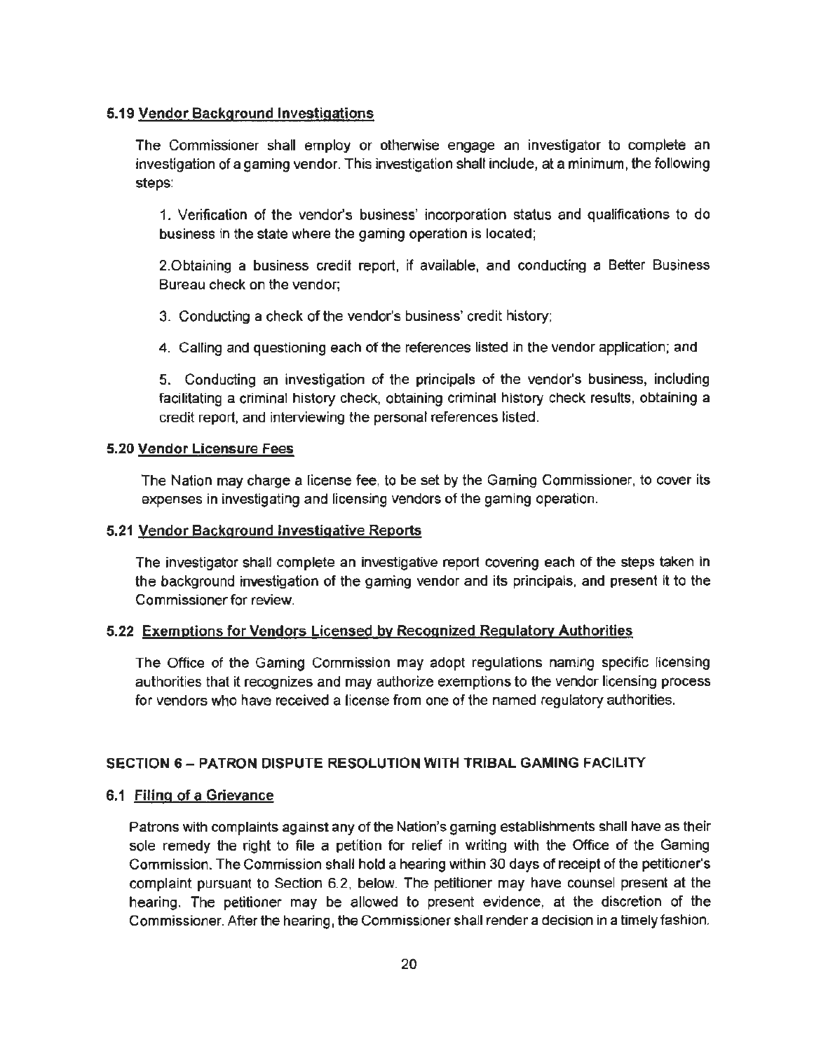### 5.19 Vendor Background Investigations

The Commissioner shall employ or otherwise engage an investigator to complete an investigation of a gaming vendor. This investigation shall include, at a minimum, the following steps:

1. Verification of the vendor's business' incorporation status and qualifications to do business in the state where the gaming operation is located;

2. Obtaining a business credit report, if available, and conducting a Better Business Bureau check on the vendor;

3. Conducting a check of the vendor's business' credit history;

4. Calling and questioning each of the references listed in the vendor application; and

5. Conducting an investigation of the principals of the vendor's business, including facilitating a criminal history check, obtaining criminal history check results, obtaining a credit report, and interviewing the personal references listed.

### 5.20 Vendor Licensure Fees

The Nation may charge a license fee, to be set by the Gaming Commissioner, to cover its expenses in investigating and licensing vendors of the gaming operation.

### 5.21 Vendor Background Investigative Reports

The investigator shall complete an investigative report covering each of the steps taken in the background investigation of the gaming vendor and its principals, and present it to the Commissioner for review.

### 5.22 Exemptions for Vendors Licensed by Recognized Regulatory Authorities

The Office of the Gaming Commission may adopt regulations naming specific licensing authorities that it recognizes and may authorize exemptions to the vendor licensing process for vendors who have received a license from one of the named regulatory authorities.

## SECTION 6 – PATRON DISPUTE RESOLUTION WITH TRIBAL GAMING FACILITY

### 6.1 Filing of a Grievance

Patrons with complaints against any of the Nation's gaming establishments shall have as their sole remedy the right to file a petition for relief in writing with the Office of the Gaming Commission. The Commission shall hold a hearing within 30 days of receipt of the petitioner's complaint pursuant to Section 6.2, below. The petitioner may have counsel present at the hearing. The petitioner may be allowed to present evidence, at the discretion of the Commissioner. After the hearing, the Commissioner shall render a decision in a timely fashion.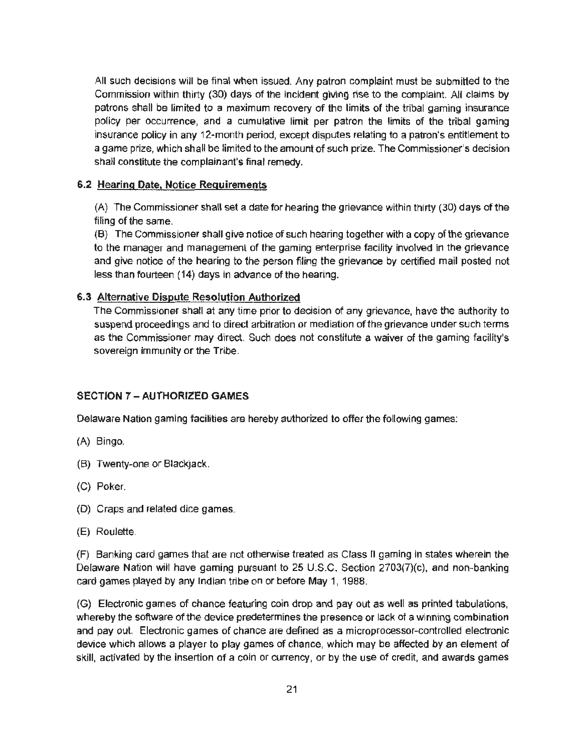All such decisions will be final when issued. Any patron complaint must be submitted to the Commission within thirty (30) days of the incident giving rise to the complaint. All claims by patrons shall be limited to a maximum recovery of the limits of the tribal gaming insurance policy per occurrence, and a cumulative limit per patron the limits of the tribal gaming insurance policy in any 12-month period, except disputes relating to a patron's entitlement to a game prize, which shall be limited to the amount of such prize. The Commissioner's decision shall constitute the complainant's final remedy.

### 6.2 Hearing Date, Notice Requirements

(A) The Commissioner shall set a date for hearing the grievance within thirty (30) days of the filing of the same.

(B) The Commissioner shall give notice of such hearing together with a copy of the grievance to the manager and management of the gaming enterprise facility involved in the grievance and give notice of the hearing to the person filing the grievance by certified mail posted not less than fourteen (14) days in advance of the hearing.

### 6.3 Alternative Dispute Resolution Authorized

The Commissioner shall at any time prior to decision of any grievance, have the authority to suspend proceedings and to direct arbitration or mediation of the grievance under such terms as the Commissioner may direct. Such does not constitute a waiver of the gaming facility's sovereign immunity or the Tribe.

## SECTION 7 – AUTHORIZED GAMES

Delaware Nation gaming facilities are hereby authorized to offer the following games:

(A) Bingo.

(B) Twenty-one or Blackjack.

(C) Poker.

(D) Craps and related dice games.

(E) Roulette.

(F) Banking card games that are not otherwise treated as Class II gaming in states wherein the Delaware Nation will have gaming pursuant to 25 U.S.C. Section 2703(7)(c), and non-banking card games played by any Indian tribe on or before May 1, 1988.

(G) Electronic games of chance featuring coin drop and pay out as well as printed tabulations, whereby the software of the device predetermines the presence or lack of a winning combination and pay out. Electronic games of chance are defined as a microprocessor-controlled electronic device which allows a player to play games of chance, which may be affected by an element of skill, activated by the insertion of a coin or currency, or by the use of credit, and awards games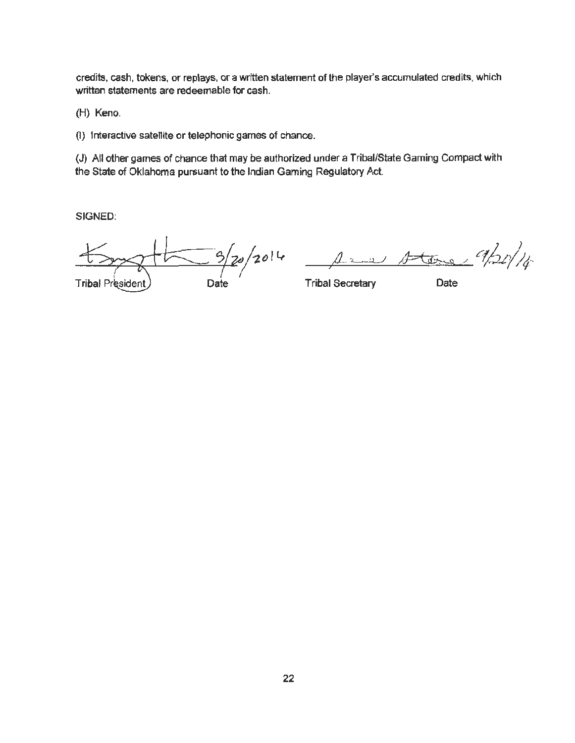credits, cash, tokens, or replays, or a written statement of the player's accumulated credits, which written statements are redeemable for cash.

(H) Keno.

(I) Interactive satellite or telephonic games of chance.

(J) All other games of chance that may be authorized under a Tribal/State Gaming Compact with the State of Oklahoma pursuant to the Indian Gaming Regulatory Act.

SIGNED:

| | | | |
|---|---|---|---|
| [signature] | 9/20/2014 | [signature] | 9/20/14 |
| Tribal President | Date | Tribal Secretary | Date |